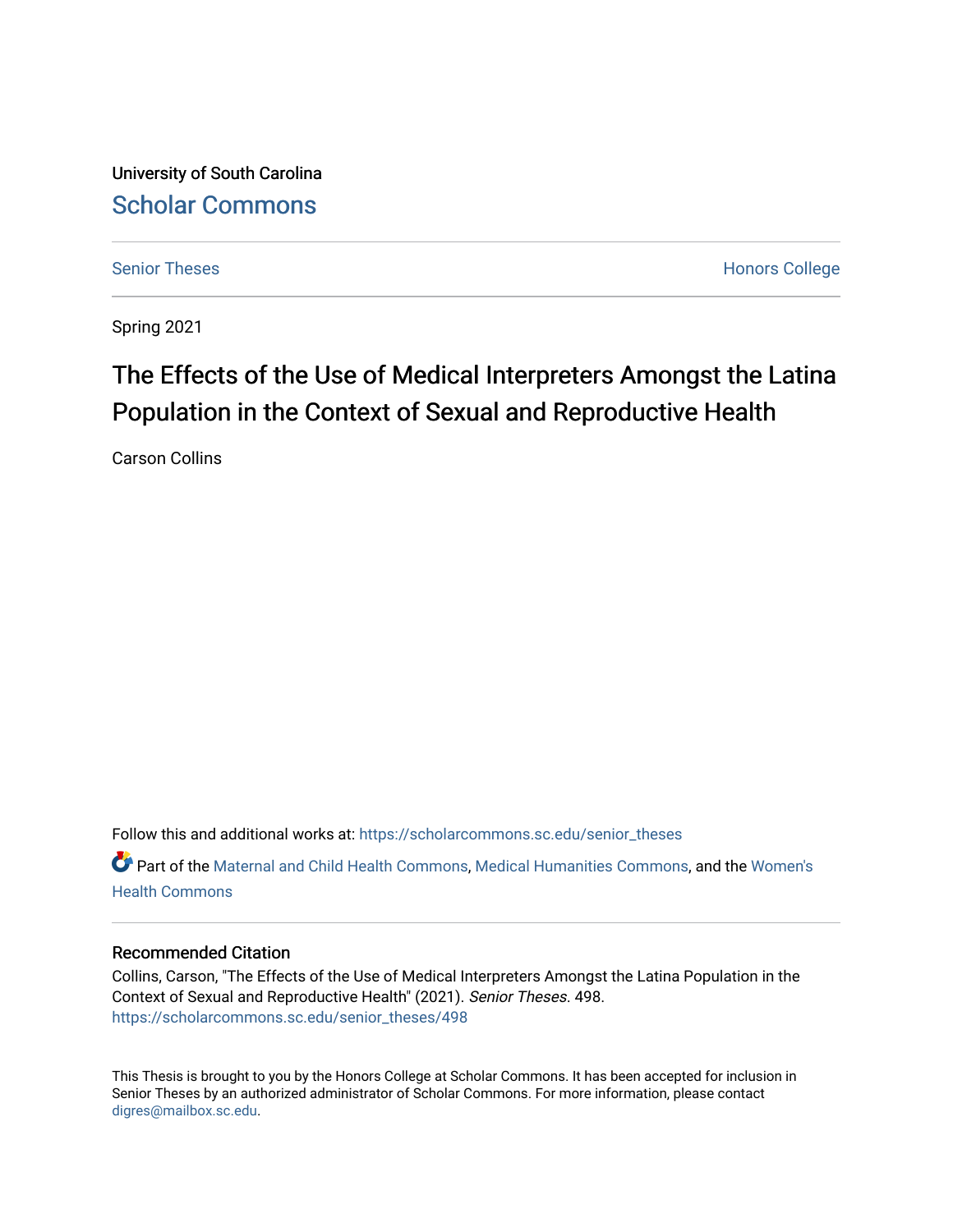University of South Carolina

Scholar Commons

Senior Theses

Honors College

Spring 2021

# The Effects of the Use of Medical Interpreters Amongst the Latina Population in the Context of Sexual and Reproductive Health

Carson Collins

Follow this and additional works at: https://scholarcommons.sc.edu/senior_theses

Part of the Maternal and Child Health Commons, Medical Humanities Commons, and the Women's Health Commons

### Recommended Citation

Collins, Carson, "The Effects of the Use of Medical Interpreters Amongst the Latina Population in the Context of Sexual and Reproductive Health" (2021). *Senior Theses*. 498.
https://scholarcommons.sc.edu/senior_theses/498

This Thesis is brought to you by the Honors College at Scholar Commons. It has been accepted for inclusion in Senior Theses by an authorized administrator of Scholar Commons. For more information, please contact digres@mailbox.sc.edu.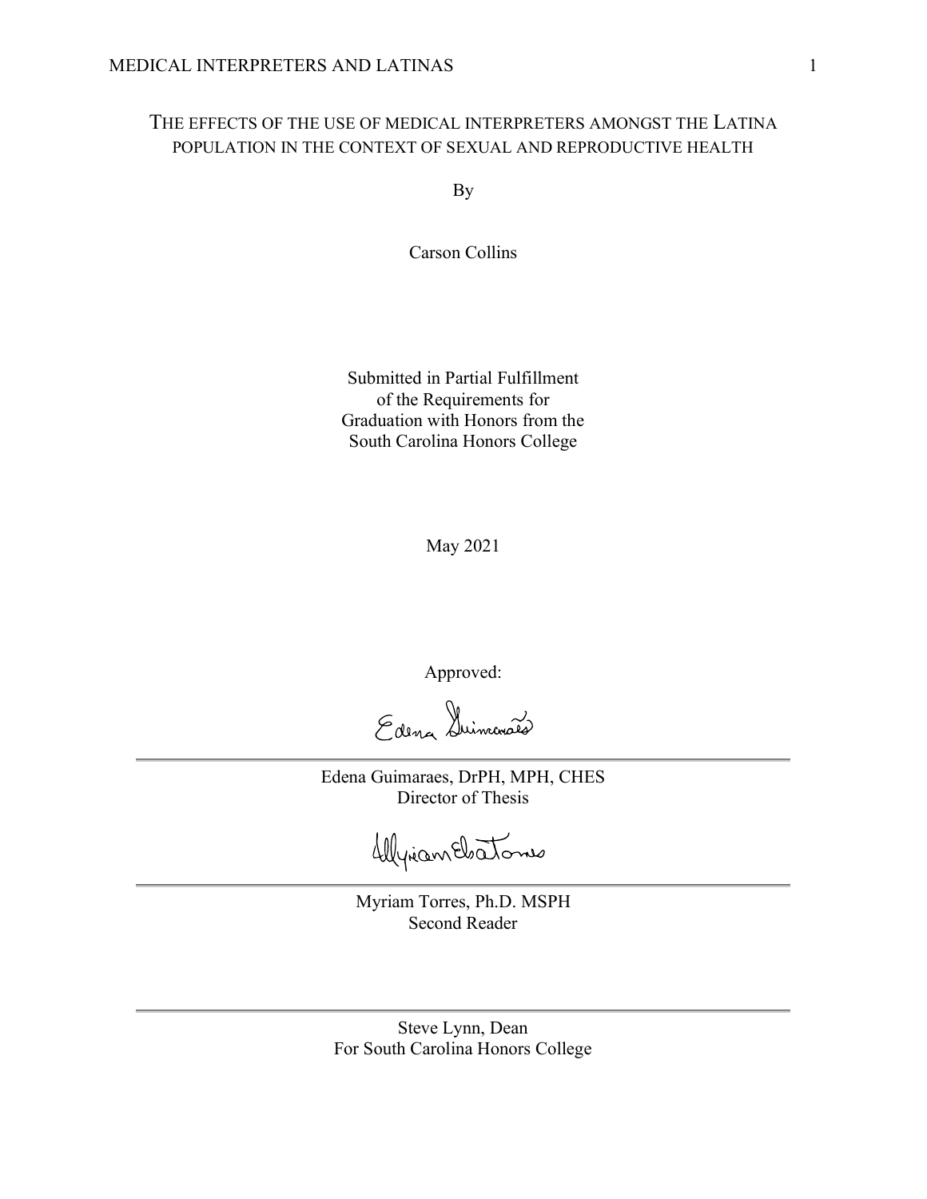# THE EFFECTS OF THE USE OF MEDICAL INTERPRETERS AMONGST THE LATINA POPULATION IN THE CONTEXT OF SEXUAL AND REPRODUCTIVE HEALTH

By

Carson Collins

Submitted in Partial Fulfillment
of the Requirements for
Graduation with Honors from the
South Carolina Honors College

May 2021

Approved:

Edena Guimaraes, DrPH, MPH, CHES
Director of Thesis

Myriam Torres, Ph.D. MSPH
Second Reader

Steve Lynn, Dean
For South Carolina Honors College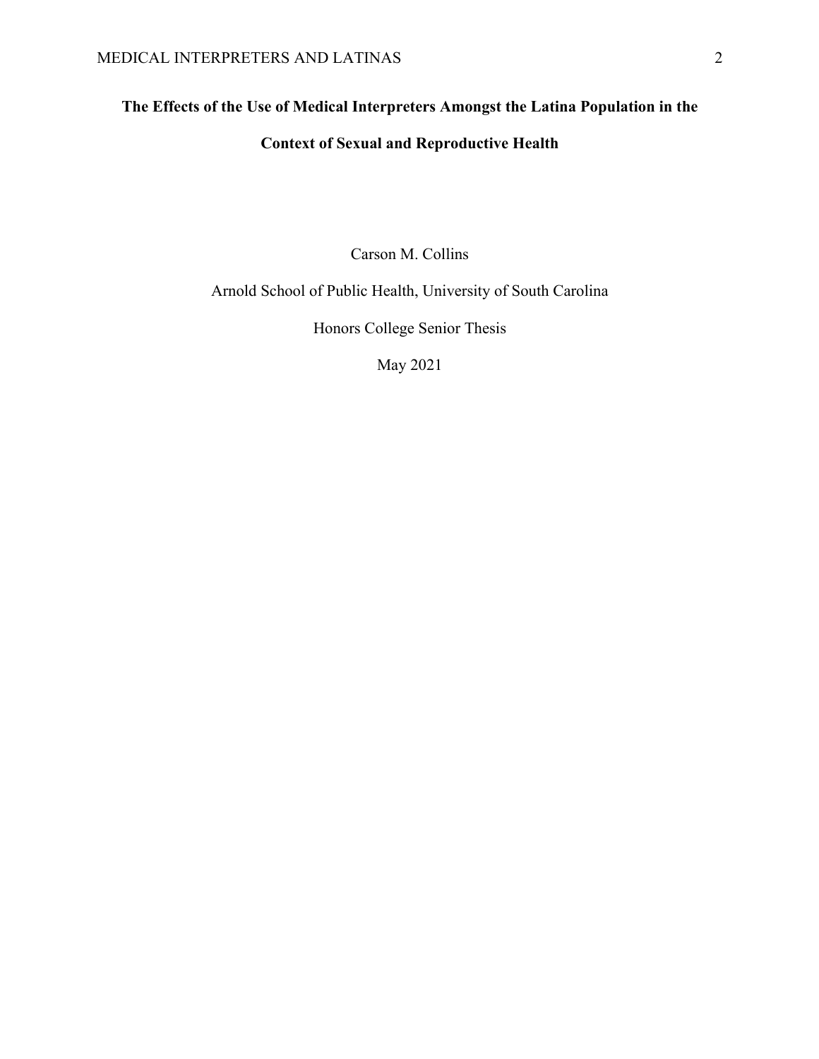**The Effects of the Use of Medical Interpreters Amongst the Latina Population in the Context of Sexual and Reproductive Health**

Carson M. Collins

Arnold School of Public Health, University of South Carolina

Honors College Senior Thesis

May 2021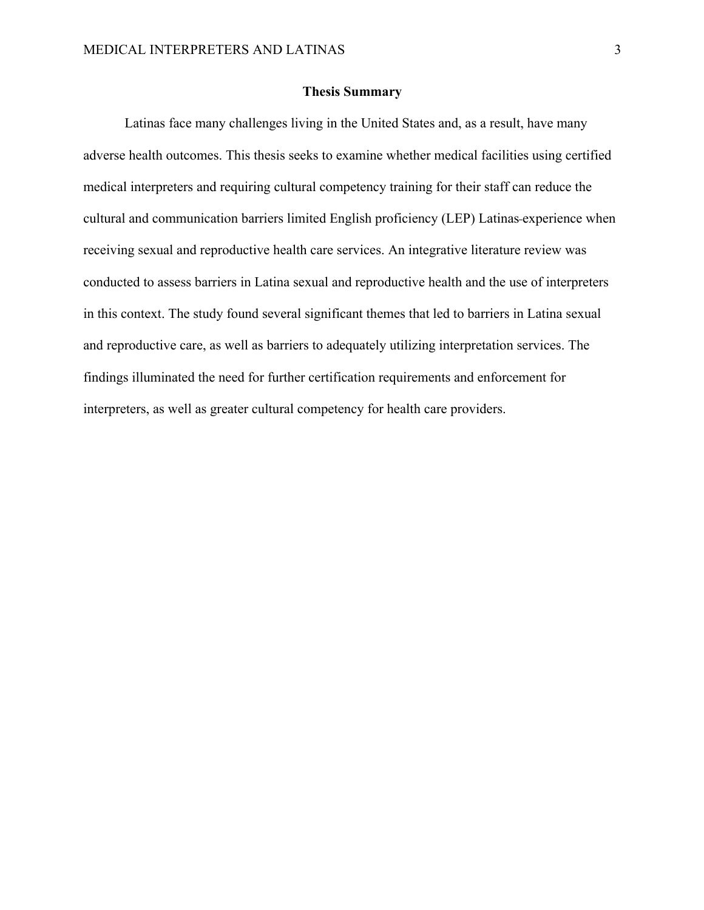## Thesis Summary

Latinas face many challenges living in the United States and, as a result, have many adverse health outcomes. This thesis seeks to examine whether medical facilities using certified medical interpreters and requiring cultural competency training for their staff can reduce the cultural and communication barriers limited English proficiency (LEP) Latinas experience when receiving sexual and reproductive health care services. An integrative literature review was conducted to assess barriers in Latina sexual and reproductive health and the use of interpreters in this context. The study found several significant themes that led to barriers in Latina sexual and reproductive care, as well as barriers to adequately utilizing interpretation services. The findings illuminated the need for further certification requirements and enforcement for interpreters, as well as greater cultural competency for health care providers.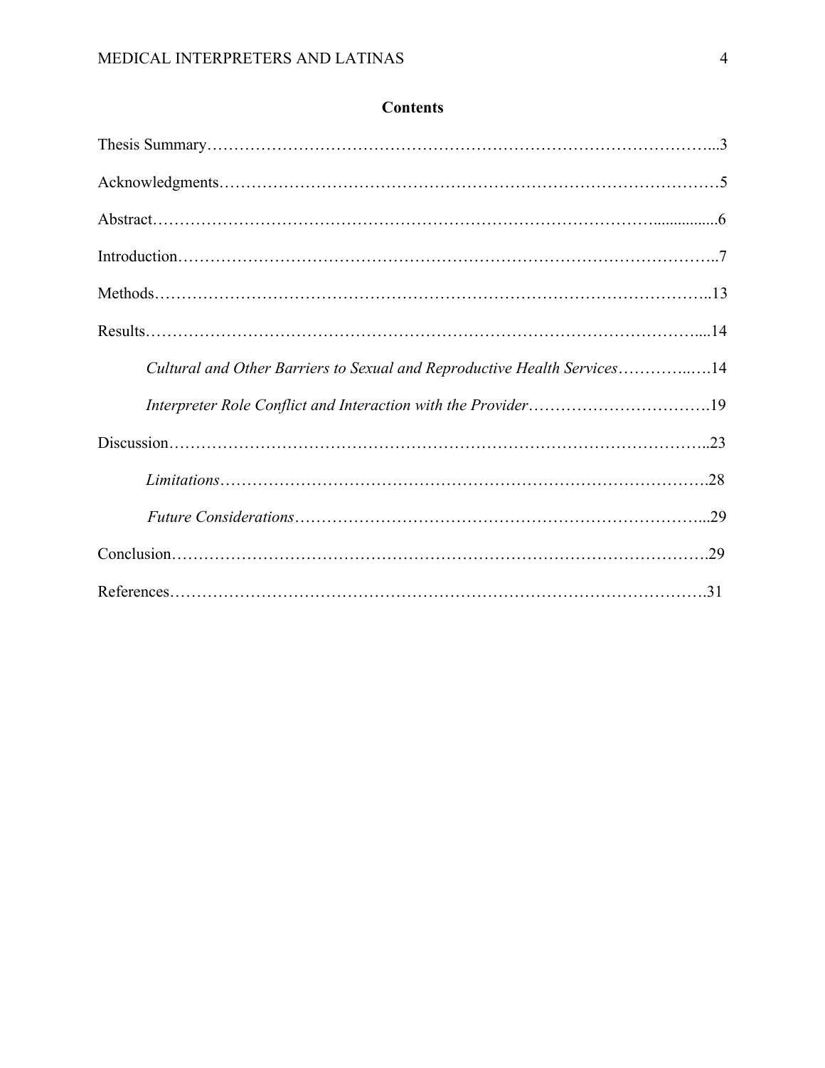## Contents

Thesis Summary...3

Acknowledgments...5

Abstract...6

Introduction...7

Methods...13

Results...14

*Cultural and Other Barriers to Sexual and Reproductive Health Services*...14

*Interpreter Role Conflict and Interaction with the Provider*...19

Discussion...23

*Limitations*...28

*Future Considerations*...29

Conclusion...29

References...31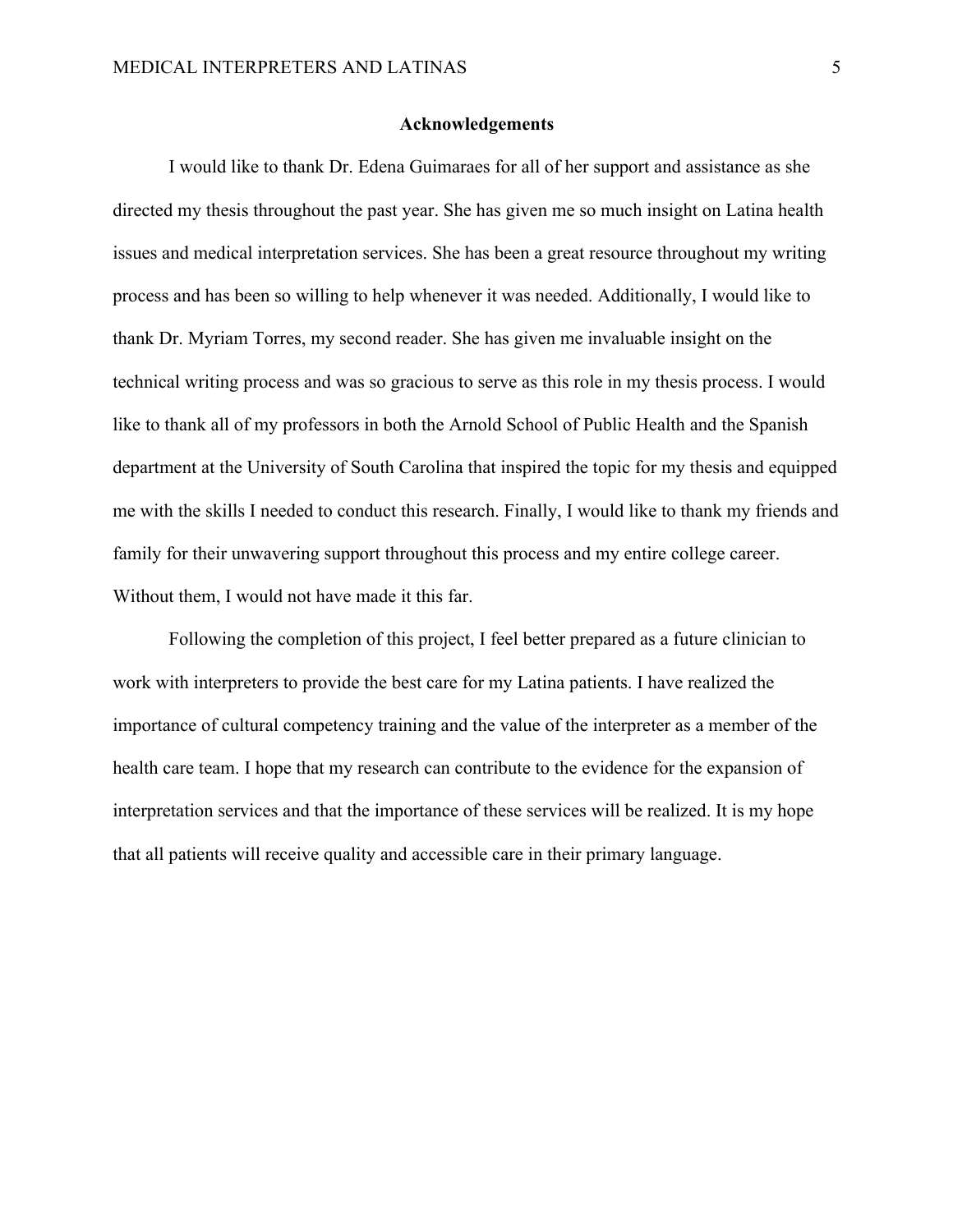## Acknowledgements

I would like to thank Dr. Edena Guimaraes for all of her support and assistance as she directed my thesis throughout the past year. She has given me so much insight on Latina health issues and medical interpretation services. She has been a great resource throughout my writing process and has been so willing to help whenever it was needed. Additionally, I would like to thank Dr. Myriam Torres, my second reader. She has given me invaluable insight on the technical writing process and was so gracious to serve as this role in my thesis process. I would like to thank all of my professors in both the Arnold School of Public Health and the Spanish department at the University of South Carolina that inspired the topic for my thesis and equipped me with the skills I needed to conduct this research. Finally, I would like to thank my friends and family for their unwavering support throughout this process and my entire college career. Without them, I would not have made it this far.

Following the completion of this project, I feel better prepared as a future clinician to work with interpreters to provide the best care for my Latina patients. I have realized the importance of cultural competency training and the value of the interpreter as a member of the health care team. I hope that my research can contribute to the evidence for the expansion of interpretation services and that the importance of these services will be realized. It is my hope that all patients will receive quality and accessible care in their primary language.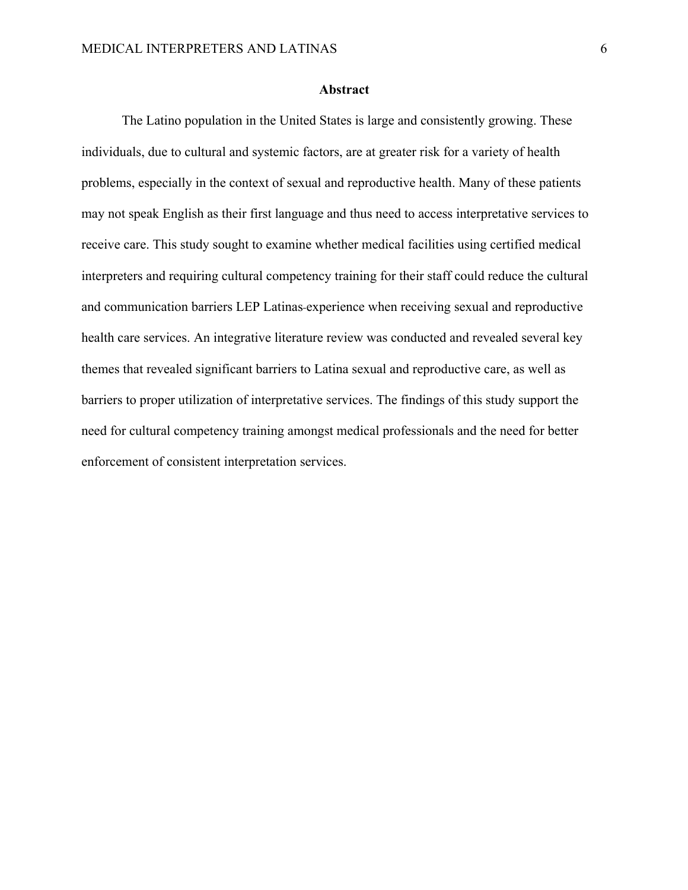# Abstract

The Latino population in the United States is large and consistently growing. These individuals, due to cultural and systemic factors, are at greater risk for a variety of health problems, especially in the context of sexual and reproductive health. Many of these patients may not speak English as their first language and thus need to access interpretative services to receive care. This study sought to examine whether medical facilities using certified medical interpreters and requiring cultural competency training for their staff could reduce the cultural and communication barriers LEP Latinas experience when receiving sexual and reproductive health care services. An integrative literature review was conducted and revealed several key themes that revealed significant barriers to Latina sexual and reproductive care, as well as barriers to proper utilization of interpretative services. The findings of this study support the need for cultural competency training amongst medical professionals and the need for better enforcement of consistent interpretation services.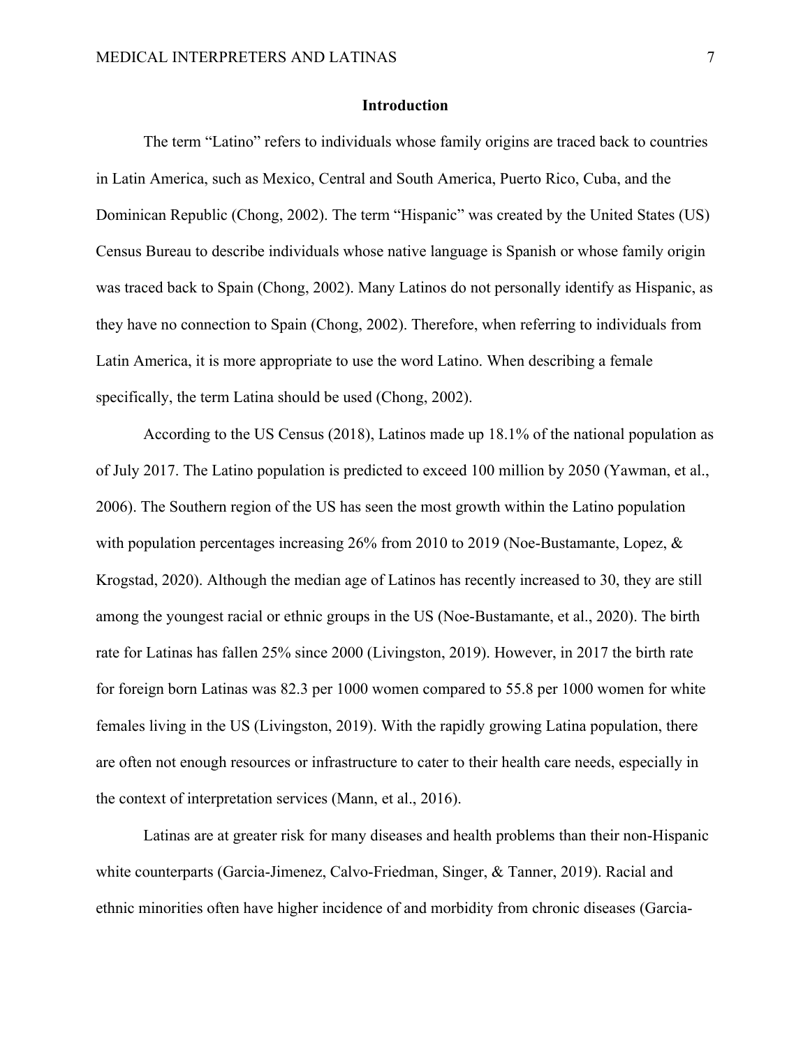# Introduction

The term "Latino" refers to individuals whose family origins are traced back to countries in Latin America, such as Mexico, Central and South America, Puerto Rico, Cuba, and the Dominican Republic (Chong, 2002). The term "Hispanic" was created by the United States (US) Census Bureau to describe individuals whose native language is Spanish or whose family origin was traced back to Spain (Chong, 2002). Many Latinos do not personally identify as Hispanic, as they have no connection to Spain (Chong, 2002). Therefore, when referring to individuals from Latin America, it is more appropriate to use the word Latino. When describing a female specifically, the term Latina should be used (Chong, 2002).

According to the US Census (2018), Latinos made up 18.1% of the national population as of July 2017. The Latino population is predicted to exceed 100 million by 2050 (Yawman, et al., 2006). The Southern region of the US has seen the most growth within the Latino population with population percentages increasing 26% from 2010 to 2019 (Noe-Bustamante, Lopez, & Krogstad, 2020). Although the median age of Latinos has recently increased to 30, they are still among the youngest racial or ethnic groups in the US (Noe-Bustamante, et al., 2020). The birth rate for Latinas has fallen 25% since 2000 (Livingston, 2019). However, in 2017 the birth rate for foreign born Latinas was 82.3 per 1000 women compared to 55.8 per 1000 women for white females living in the US (Livingston, 2019). With the rapidly growing Latina population, there are often not enough resources or infrastructure to cater to their health care needs, especially in the context of interpretation services (Mann, et al., 2016).

Latinas are at greater risk for many diseases and health problems than their non-Hispanic white counterparts (Garcia-Jimenez, Calvo-Friedman, Singer, & Tanner, 2019). Racial and ethnic minorities often have higher incidence of and morbidity from chronic diseases (Garcia-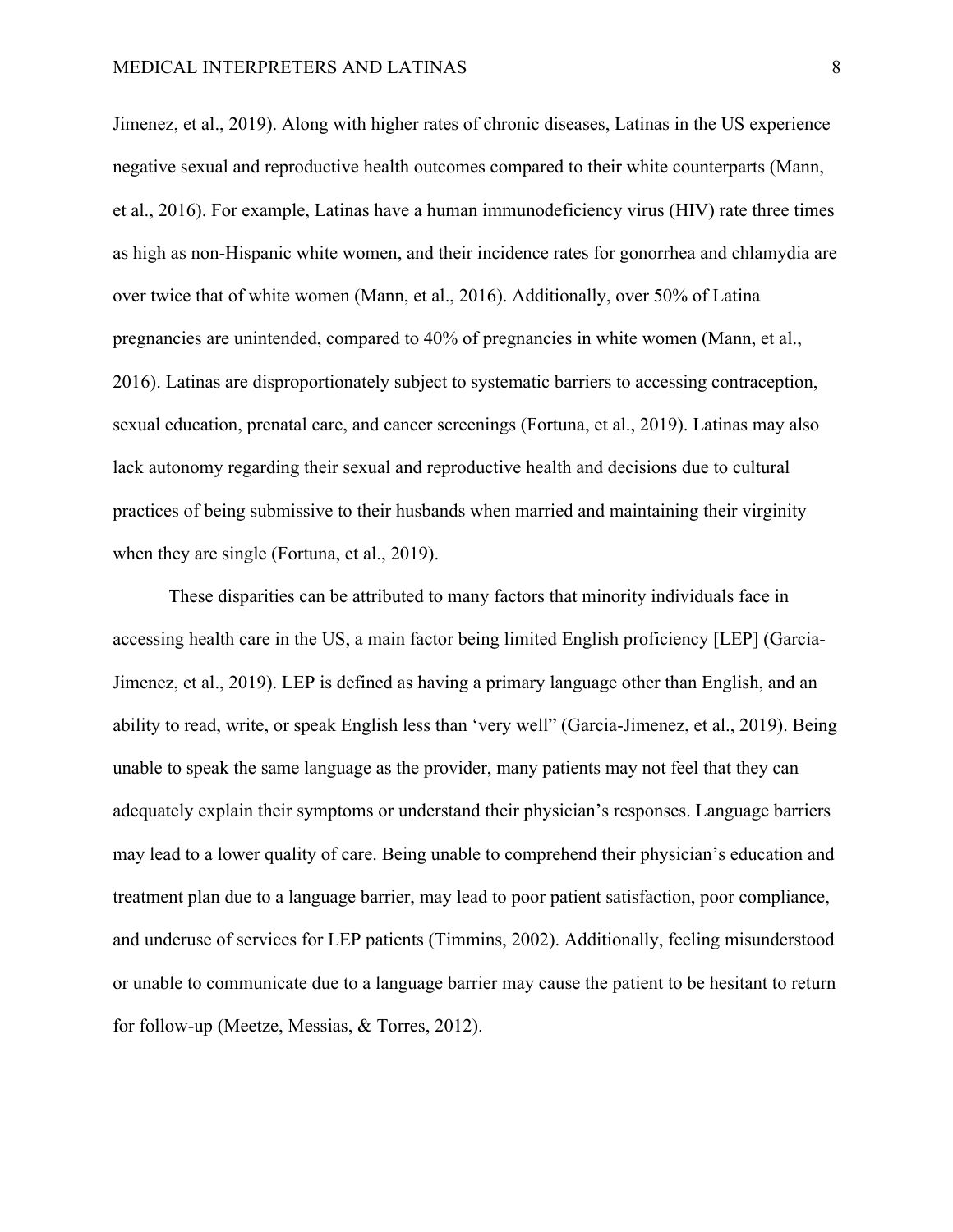Jimenez, et al., 2019). Along with higher rates of chronic diseases, Latinas in the US experience negative sexual and reproductive health outcomes compared to their white counterparts (Mann, et al., 2016). For example, Latinas have a human immunodeficiency virus (HIV) rate three times as high as non-Hispanic white women, and their incidence rates for gonorrhea and chlamydia are over twice that of white women (Mann, et al., 2016). Additionally, over 50% of Latina pregnancies are unintended, compared to 40% of pregnancies in white women (Mann, et al., 2016). Latinas are disproportionately subject to systematic barriers to accessing contraception, sexual education, prenatal care, and cancer screenings (Fortuna, et al., 2019). Latinas may also lack autonomy regarding their sexual and reproductive health and decisions due to cultural practices of being submissive to their husbands when married and maintaining their virginity when they are single (Fortuna, et al., 2019).

These disparities can be attributed to many factors that minority individuals face in accessing health care in the US, a main factor being limited English proficiency [LEP] (Garcia-Jimenez, et al., 2019). LEP is defined as having a primary language other than English, and an ability to read, write, or speak English less than 'very well" (Garcia-Jimenez, et al., 2019). Being unable to speak the same language as the provider, many patients may not feel that they can adequately explain their symptoms or understand their physician's responses. Language barriers may lead to a lower quality of care. Being unable to comprehend their physician's education and treatment plan due to a language barrier, may lead to poor patient satisfaction, poor compliance, and underuse of services for LEP patients (Timmins, 2002). Additionally, feeling misunderstood or unable to communicate due to a language barrier may cause the patient to be hesitant to return for follow-up (Meetze, Messias, & Torres, 2012).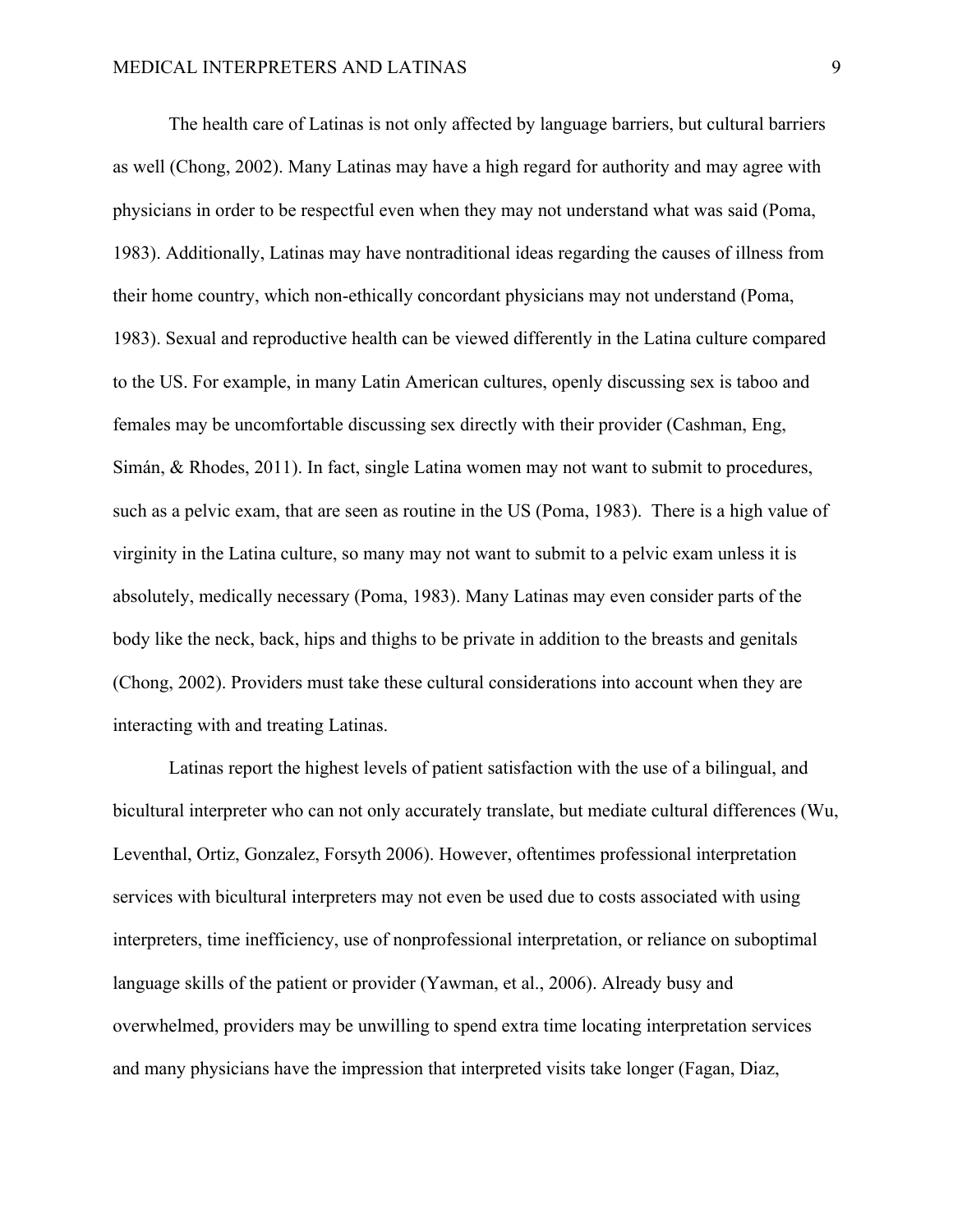The health care of Latinas is not only affected by language barriers, but cultural barriers as well (Chong, 2002). Many Latinas may have a high regard for authority and may agree with physicians in order to be respectful even when they may not understand what was said (Poma, 1983). Additionally, Latinas may have nontraditional ideas regarding the causes of illness from their home country, which non-ethically concordant physicians may not understand (Poma, 1983). Sexual and reproductive health can be viewed differently in the Latina culture compared to the US. For example, in many Latin American cultures, openly discussing sex is taboo and females may be uncomfortable discussing sex directly with their provider (Cashman, Eng, Simán, & Rhodes, 2011). In fact, single Latina women may not want to submit to procedures, such as a pelvic exam, that are seen as routine in the US (Poma, 1983). There is a high value of virginity in the Latina culture, so many may not want to submit to a pelvic exam unless it is absolutely, medically necessary (Poma, 1983). Many Latinas may even consider parts of the body like the neck, back, hips and thighs to be private in addition to the breasts and genitals (Chong, 2002). Providers must take these cultural considerations into account when they are interacting with and treating Latinas.

Latinas report the highest levels of patient satisfaction with the use of a bilingual, and bicultural interpreter who can not only accurately translate, but mediate cultural differences (Wu, Leventhal, Ortiz, Gonzalez, Forsyth 2006). However, oftentimes professional interpretation services with bicultural interpreters may not even be used due to costs associated with using interpreters, time inefficiency, use of nonprofessional interpretation, or reliance on suboptimal language skills of the patient or provider (Yawman, et al., 2006). Already busy and overwhelmed, providers may be unwilling to spend extra time locating interpretation services and many physicians have the impression that interpreted visits take longer (Fagan, Diaz,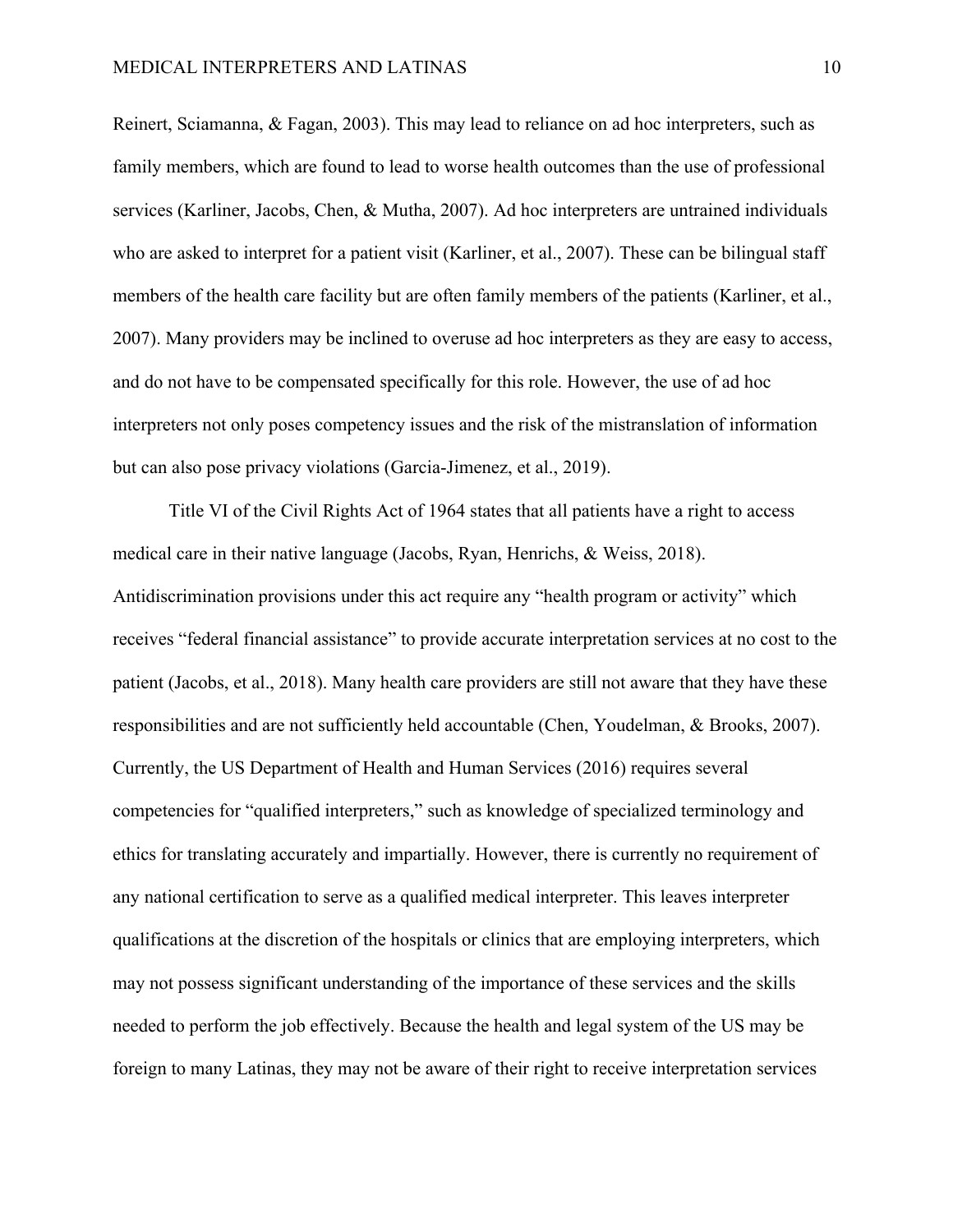Reinert, Sciamanna, & Fagan, 2003). This may lead to reliance on ad hoc interpreters, such as family members, which are found to lead to worse health outcomes than the use of professional services (Karliner, Jacobs, Chen, & Mutha, 2007). Ad hoc interpreters are untrained individuals who are asked to interpret for a patient visit (Karliner, et al., 2007). These can be bilingual staff members of the health care facility but are often family members of the patients (Karliner, et al., 2007). Many providers may be inclined to overuse ad hoc interpreters as they are easy to access, and do not have to be compensated specifically for this role. However, the use of ad hoc interpreters not only poses competency issues and the risk of the mistranslation of information but can also pose privacy violations (Garcia-Jimenez, et al., 2019).

Title VI of the Civil Rights Act of 1964 states that all patients have a right to access medical care in their native language (Jacobs, Ryan, Henrichs, & Weiss, 2018). Antidiscrimination provisions under this act require any "health program or activity" which receives "federal financial assistance" to provide accurate interpretation services at no cost to the patient (Jacobs, et al., 2018). Many health care providers are still not aware that they have these responsibilities and are not sufficiently held accountable (Chen, Youdelman, & Brooks, 2007). Currently, the US Department of Health and Human Services (2016) requires several competencies for "qualified interpreters," such as knowledge of specialized terminology and ethics for translating accurately and impartially. However, there is currently no requirement of any national certification to serve as a qualified medical interpreter. This leaves interpreter qualifications at the discretion of the hospitals or clinics that are employing interpreters, which may not possess significant understanding of the importance of these services and the skills needed to perform the job effectively. Because the health and legal system of the US may be foreign to many Latinas, they may not be aware of their right to receive interpretation services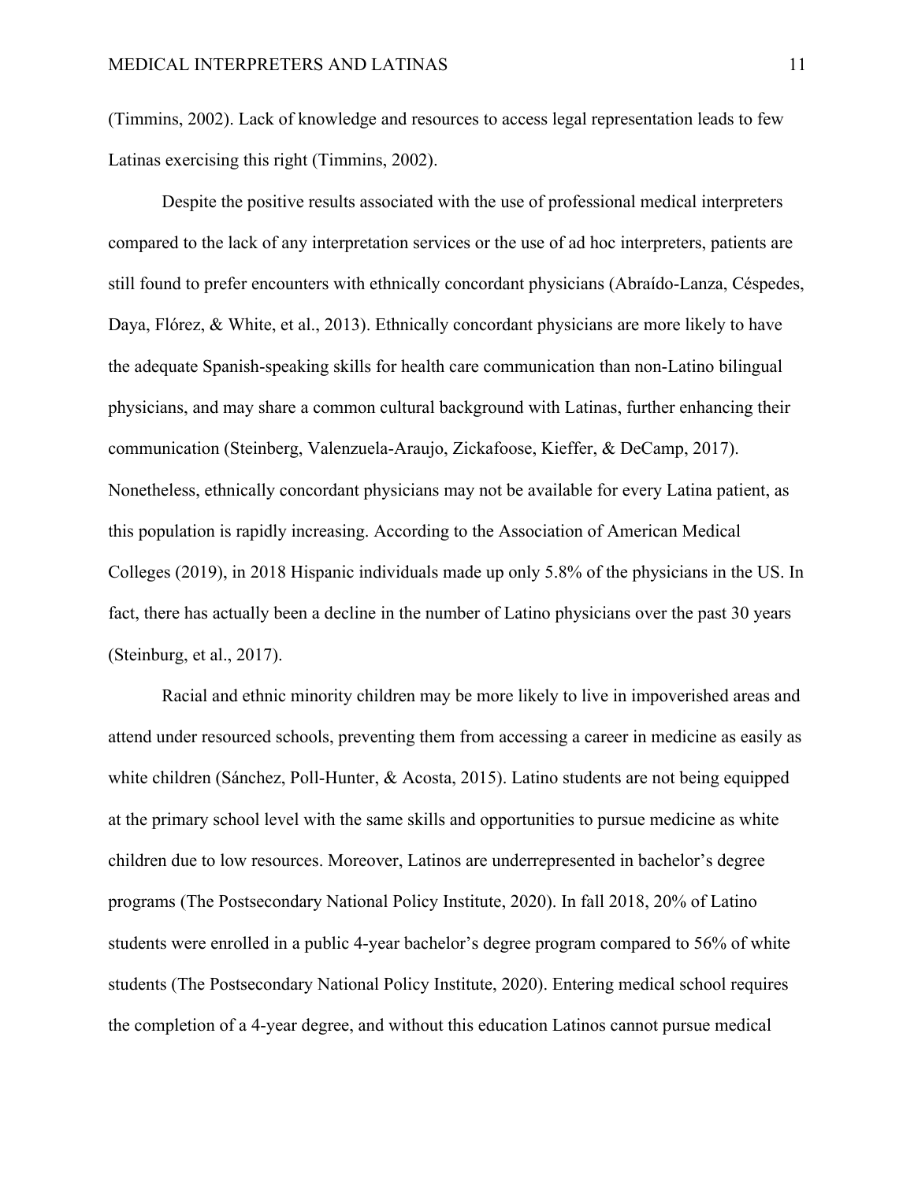(Timmins, 2002). Lack of knowledge and resources to access legal representation leads to few Latinas exercising this right (Timmins, 2002).

Despite the positive results associated with the use of professional medical interpreters compared to the lack of any interpretation services or the use of ad hoc interpreters, patients are still found to prefer encounters with ethnically concordant physicians (Abraído-Lanza, Céspedes, Daya, Flórez, & White, et al., 2013). Ethnically concordant physicians are more likely to have the adequate Spanish-speaking skills for health care communication than non-Latino bilingual physicians, and may share a common cultural background with Latinas, further enhancing their communication (Steinberg, Valenzuela-Araujo, Zickafoose, Kieffer, & DeCamp, 2017). Nonetheless, ethnically concordant physicians may not be available for every Latina patient, as this population is rapidly increasing. According to the Association of American Medical Colleges (2019), in 2018 Hispanic individuals made up only 5.8% of the physicians in the US. In fact, there has actually been a decline in the number of Latino physicians over the past 30 years (Steinburg, et al., 2017).

Racial and ethnic minority children may be more likely to live in impoverished areas and attend under resourced schools, preventing them from accessing a career in medicine as easily as white children (Sánchez, Poll-Hunter, & Acosta, 2015). Latino students are not being equipped at the primary school level with the same skills and opportunities to pursue medicine as white children due to low resources. Moreover, Latinos are underrepresented in bachelor's degree programs (The Postsecondary National Policy Institute, 2020). In fall 2018, 20% of Latino students were enrolled in a public 4-year bachelor's degree program compared to 56% of white students (The Postsecondary National Policy Institute, 2020). Entering medical school requires the completion of a 4-year degree, and without this education Latinos cannot pursue medical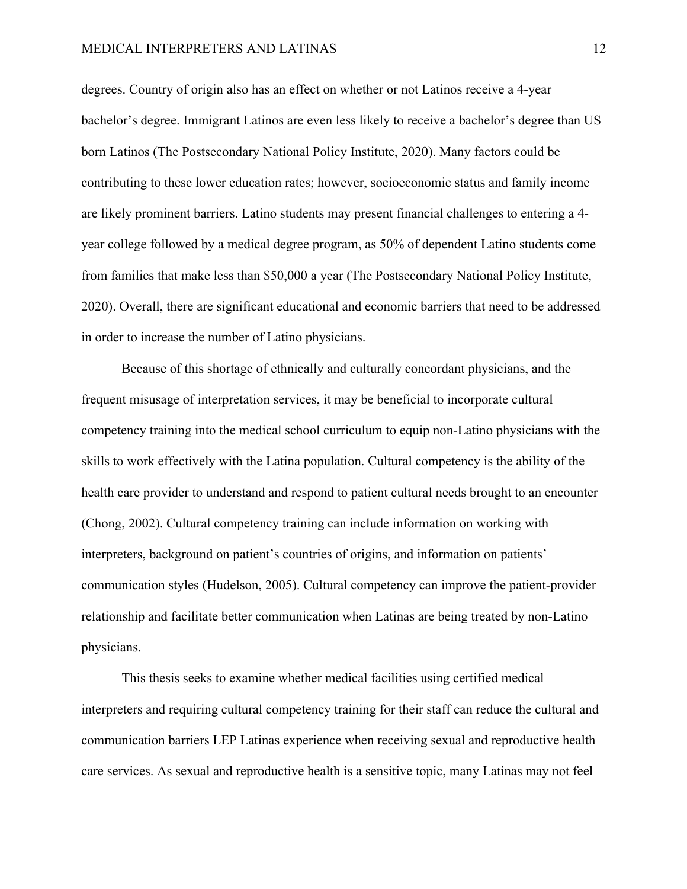degrees. Country of origin also has an effect on whether or not Latinos receive a 4-year bachelor's degree. Immigrant Latinos are even less likely to receive a bachelor's degree than US born Latinos (The Postsecondary National Policy Institute, 2020). Many factors could be contributing to these lower education rates; however, socioeconomic status and family income are likely prominent barriers. Latino students may present financial challenges to entering a 4-year college followed by a medical degree program, as 50% of dependent Latino students come from families that make less than $50,000 a year (The Postsecondary National Policy Institute, 2020). Overall, there are significant educational and economic barriers that need to be addressed in order to increase the number of Latino physicians.

Because of this shortage of ethnically and culturally concordant physicians, and the frequent misusage of interpretation services, it may be beneficial to incorporate cultural competency training into the medical school curriculum to equip non-Latino physicians with the skills to work effectively with the Latina population. Cultural competency is the ability of the health care provider to understand and respond to patient cultural needs brought to an encounter (Chong, 2002). Cultural competency training can include information on working with interpreters, background on patient's countries of origins, and information on patients' communication styles (Hudelson, 2005). Cultural competency can improve the patient-provider relationship and facilitate better communication when Latinas are being treated by non-Latino physicians.

This thesis seeks to examine whether medical facilities using certified medical interpreters and requiring cultural competency training for their staff can reduce the cultural and communication barriers LEP Latinas experience when receiving sexual and reproductive health care services. As sexual and reproductive health is a sensitive topic, many Latinas may not feel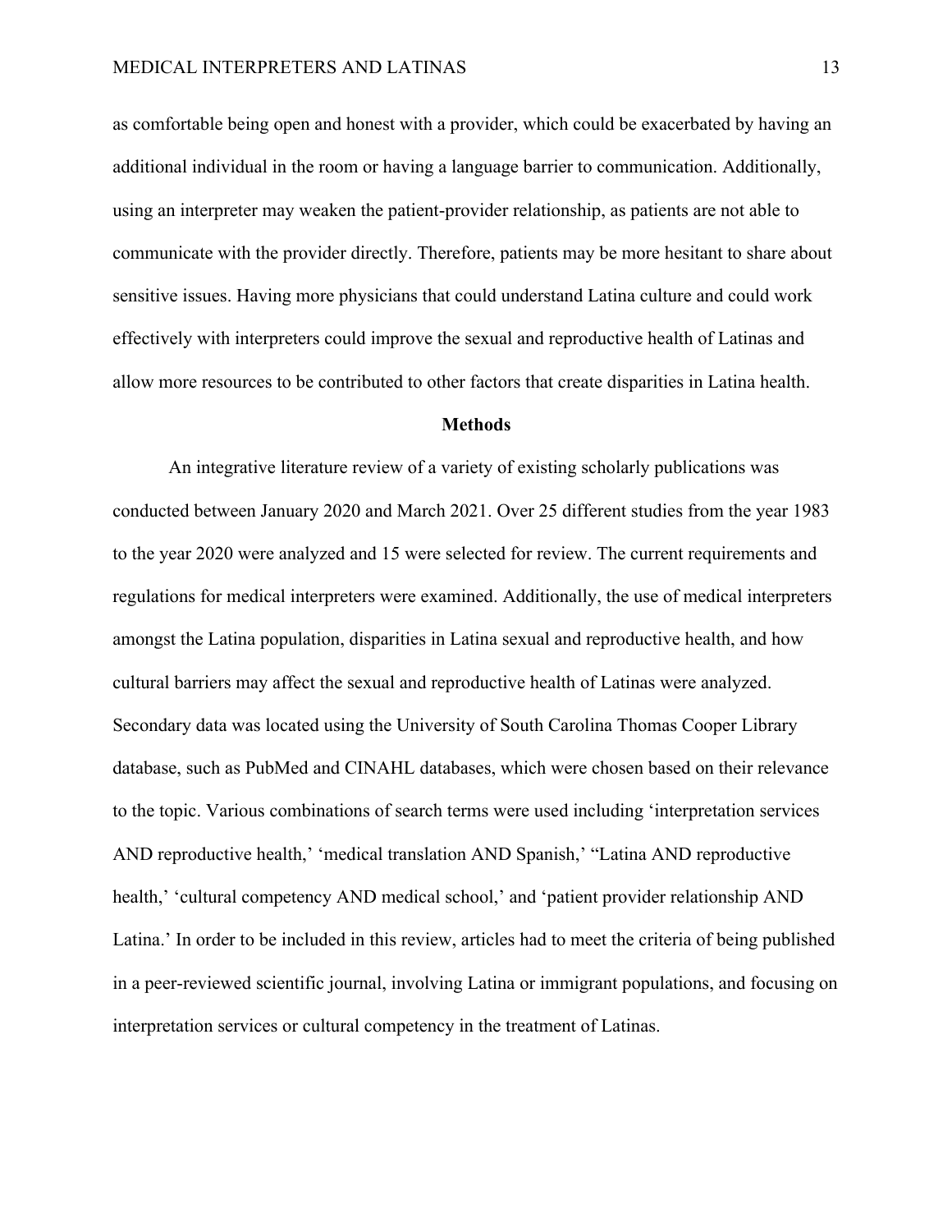as comfortable being open and honest with a provider, which could be exacerbated by having an additional individual in the room or having a language barrier to communication. Additionally, using an interpreter may weaken the patient-provider relationship, as patients are not able to communicate with the provider directly. Therefore, patients may be more hesitant to share about sensitive issues. Having more physicians that could understand Latina culture and could work effectively with interpreters could improve the sexual and reproductive health of Latinas and allow more resources to be contributed to other factors that create disparities in Latina health.

## Methods

An integrative literature review of a variety of existing scholarly publications was conducted between January 2020 and March 2021. Over 25 different studies from the year 1983 to the year 2020 were analyzed and 15 were selected for review. The current requirements and regulations for medical interpreters were examined. Additionally, the use of medical interpreters amongst the Latina population, disparities in Latina sexual and reproductive health, and how cultural barriers may affect the sexual and reproductive health of Latinas were analyzed. Secondary data was located using the University of South Carolina Thomas Cooper Library database, such as PubMed and CINAHL databases, which were chosen based on their relevance to the topic. Various combinations of search terms were used including 'interpretation services AND reproductive health,' 'medical translation AND Spanish,' "Latina AND reproductive health,' 'cultural competency AND medical school,' and 'patient provider relationship AND Latina.' In order to be included in this review, articles had to meet the criteria of being published in a peer-reviewed scientific journal, involving Latina or immigrant populations, and focusing on interpretation services or cultural competency in the treatment of Latinas.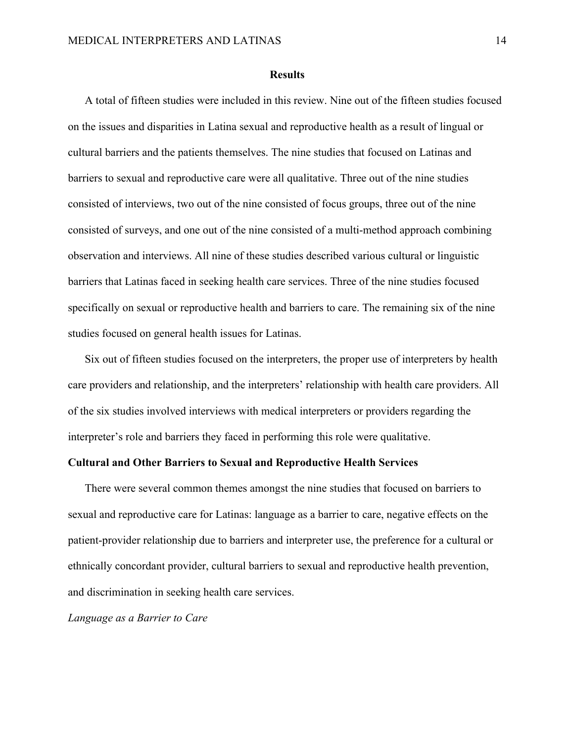## Results

A total of fifteen studies were included in this review. Nine out of the fifteen studies focused on the issues and disparities in Latina sexual and reproductive health as a result of lingual or cultural barriers and the patients themselves. The nine studies that focused on Latinas and barriers to sexual and reproductive care were all qualitative. Three out of the nine studies consisted of interviews, two out of the nine consisted of focus groups, three out of the nine consisted of surveys, and one out of the nine consisted of a multi-method approach combining observation and interviews. All nine of these studies described various cultural or linguistic barriers that Latinas faced in seeking health care services. Three of the nine studies focused specifically on sexual or reproductive health and barriers to care. The remaining six of the nine studies focused on general health issues for Latinas.

Six out of fifteen studies focused on the interpreters, the proper use of interpreters by health care providers and relationship, and the interpreters' relationship with health care providers. All of the six studies involved interviews with medical interpreters or providers regarding the interpreter's role and barriers they faced in performing this role were qualitative.

### Cultural and Other Barriers to Sexual and Reproductive Health Services

There were several common themes amongst the nine studies that focused on barriers to sexual and reproductive care for Latinas: language as a barrier to care, negative effects on the patient-provider relationship due to barriers and interpreter use, the preference for a cultural or ethnically concordant provider, cultural barriers to sexual and reproductive health prevention, and discrimination in seeking health care services.

*Language as a Barrier to Care*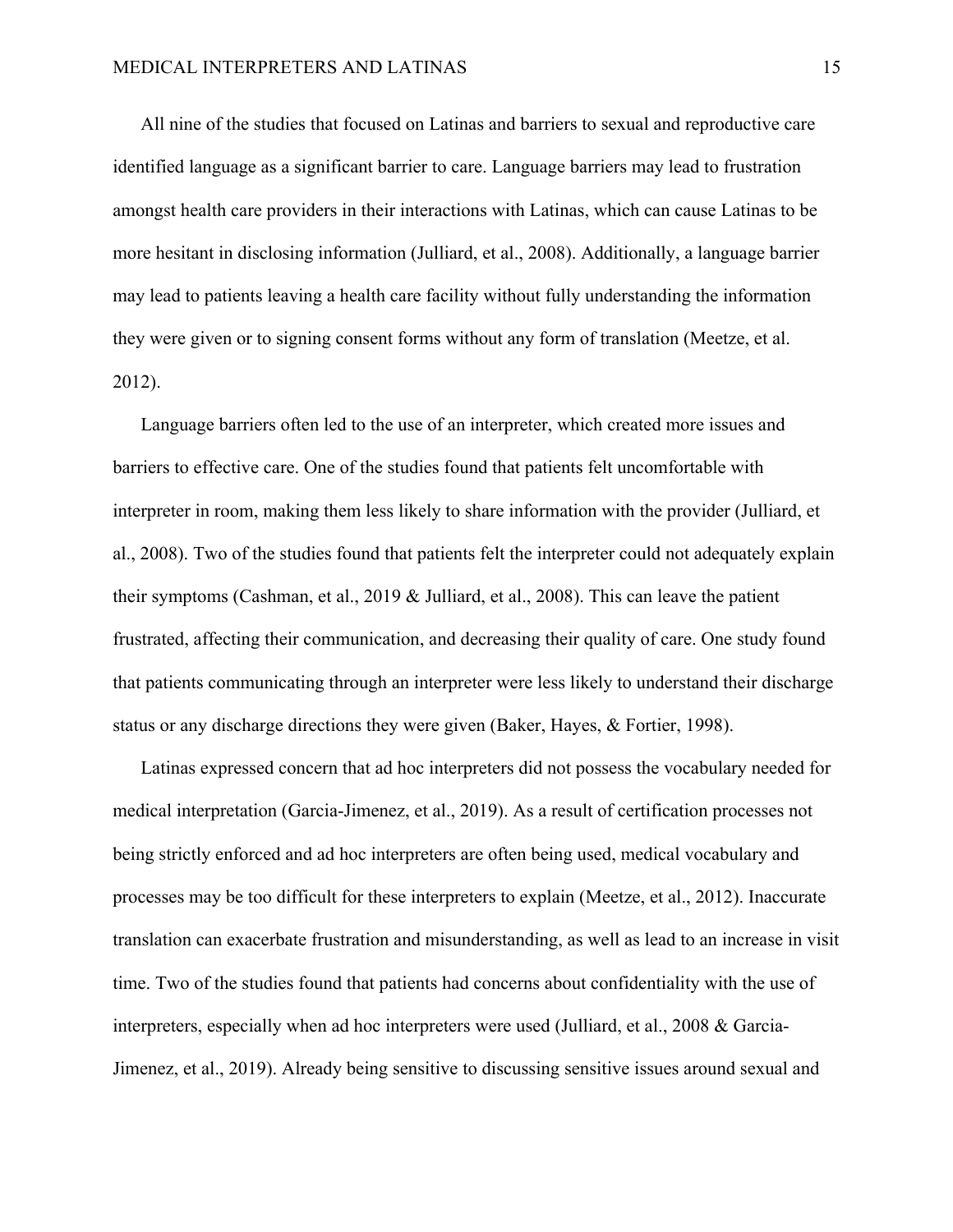All nine of the studies that focused on Latinas and barriers to sexual and reproductive care identified language as a significant barrier to care. Language barriers may lead to frustration amongst health care providers in their interactions with Latinas, which can cause Latinas to be more hesitant in disclosing information (Julliard, et al., 2008). Additionally, a language barrier may lead to patients leaving a health care facility without fully understanding the information they were given or to signing consent forms without any form of translation (Meetze, et al. 2012).

Language barriers often led to the use of an interpreter, which created more issues and barriers to effective care. One of the studies found that patients felt uncomfortable with interpreter in room, making them less likely to share information with the provider (Julliard, et al., 2008). Two of the studies found that patients felt the interpreter could not adequately explain their symptoms (Cashman, et al., 2019 & Julliard, et al., 2008). This can leave the patient frustrated, affecting their communication, and decreasing their quality of care. One study found that patients communicating through an interpreter were less likely to understand their discharge status or any discharge directions they were given (Baker, Hayes, & Fortier, 1998).

Latinas expressed concern that ad hoc interpreters did not possess the vocabulary needed for medical interpretation (Garcia-Jimenez, et al., 2019). As a result of certification processes not being strictly enforced and ad hoc interpreters are often being used, medical vocabulary and processes may be too difficult for these interpreters to explain (Meetze, et al., 2012). Inaccurate translation can exacerbate frustration and misunderstanding, as well as lead to an increase in visit time. Two of the studies found that patients had concerns about confidentiality with the use of interpreters, especially when ad hoc interpreters were used (Julliard, et al., 2008 & Garcia-Jimenez, et al., 2019). Already being sensitive to discussing sensitive issues around sexual and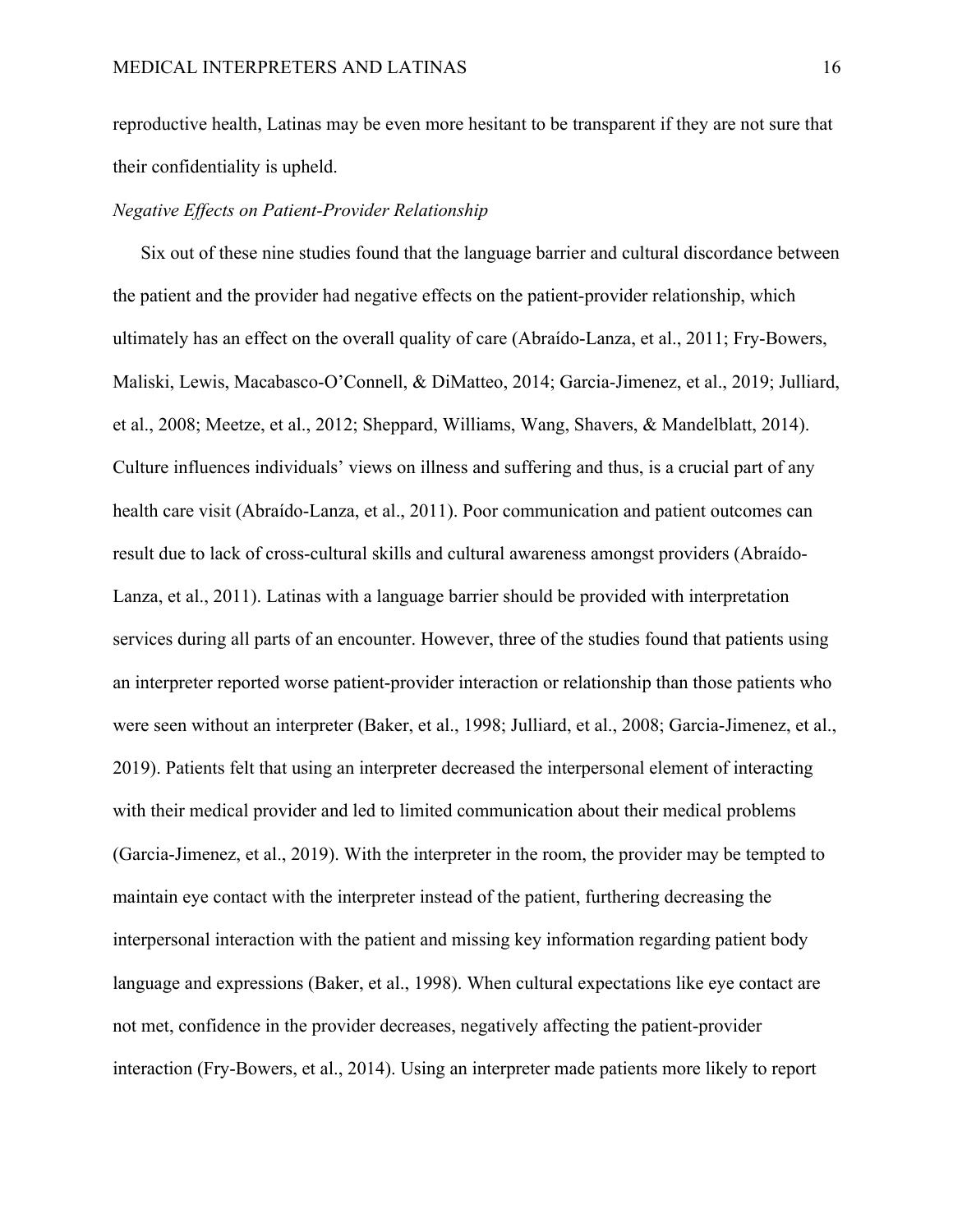reproductive health, Latinas may be even more hesitant to be transparent if they are not sure that their confidentiality is upheld.

*Negative Effects on Patient-Provider Relationship*

Six out of these nine studies found that the language barrier and cultural discordance between the patient and the provider had negative effects on the patient-provider relationship, which ultimately has an effect on the overall quality of care (Abraído-Lanza, et al., 2011; Fry-Bowers, Maliski, Lewis, Macabasco-O'Connell, & DiMatteo, 2014; Garcia-Jimenez, et al., 2019; Julliard, et al., 2008; Meetze, et al., 2012; Sheppard, Williams, Wang, Shavers, & Mandelblatt, 2014). Culture influences individuals' views on illness and suffering and thus, is a crucial part of any health care visit (Abraído-Lanza, et al., 2011). Poor communication and patient outcomes can result due to lack of cross-cultural skills and cultural awareness amongst providers (Abraído-Lanza, et al., 2011). Latinas with a language barrier should be provided with interpretation services during all parts of an encounter. However, three of the studies found that patients using an interpreter reported worse patient-provider interaction or relationship than those patients who were seen without an interpreter (Baker, et al., 1998; Julliard, et al., 2008; Garcia-Jimenez, et al., 2019). Patients felt that using an interpreter decreased the interpersonal element of interacting with their medical provider and led to limited communication about their medical problems (Garcia-Jimenez, et al., 2019). With the interpreter in the room, the provider may be tempted to maintain eye contact with the interpreter instead of the patient, furthering decreasing the interpersonal interaction with the patient and missing key information regarding patient body language and expressions (Baker, et al., 1998). When cultural expectations like eye contact are not met, confidence in the provider decreases, negatively affecting the patient-provider interaction (Fry-Bowers, et al., 2014). Using an interpreter made patients more likely to report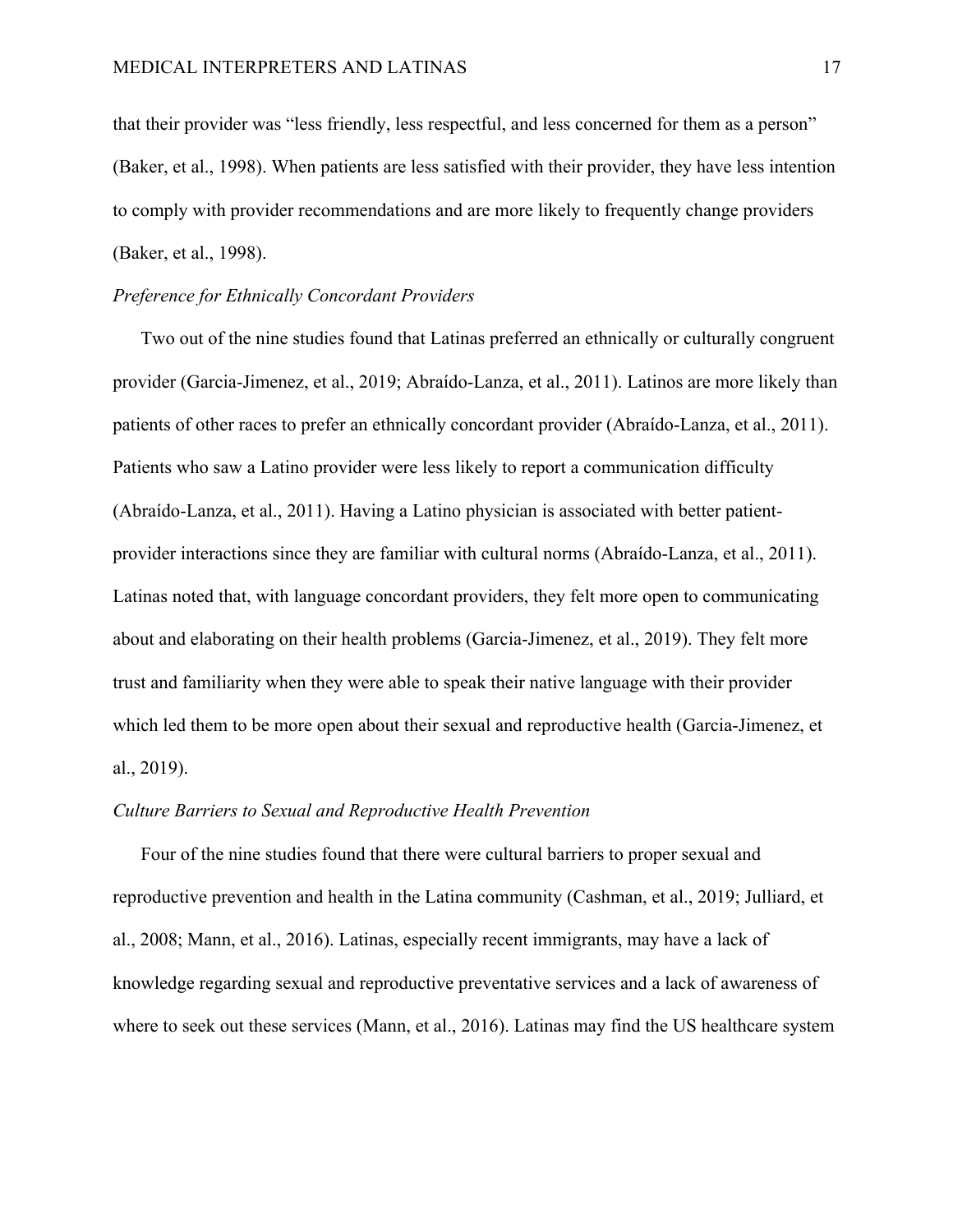that their provider was "less friendly, less respectful, and less concerned for them as a person" (Baker, et al., 1998). When patients are less satisfied with their provider, they have less intention to comply with provider recommendations and are more likely to frequently change providers (Baker, et al., 1998).

*Preference for Ethnically Concordant Providers*

Two out of the nine studies found that Latinas preferred an ethnically or culturally congruent provider (Garcia-Jimenez, et al., 2019; Abraído-Lanza, et al., 2011). Latinos are more likely than patients of other races to prefer an ethnically concordant provider (Abraído-Lanza, et al., 2011). Patients who saw a Latino provider were less likely to report a communication difficulty (Abraído-Lanza, et al., 2011). Having a Latino physician is associated with better patient-provider interactions since they are familiar with cultural norms (Abraído-Lanza, et al., 2011). Latinas noted that, with language concordant providers, they felt more open to communicating about and elaborating on their health problems (Garcia-Jimenez, et al., 2019). They felt more trust and familiarity when they were able to speak their native language with their provider which led them to be more open about their sexual and reproductive health (Garcia-Jimenez, et al., 2019).

*Culture Barriers to Sexual and Reproductive Health Prevention*

Four of the nine studies found that there were cultural barriers to proper sexual and reproductive prevention and health in the Latina community (Cashman, et al., 2019; Julliard, et al., 2008; Mann, et al., 2016). Latinas, especially recent immigrants, may have a lack of knowledge regarding sexual and reproductive preventative services and a lack of awareness of where to seek out these services (Mann, et al., 2016). Latinas may find the US healthcare system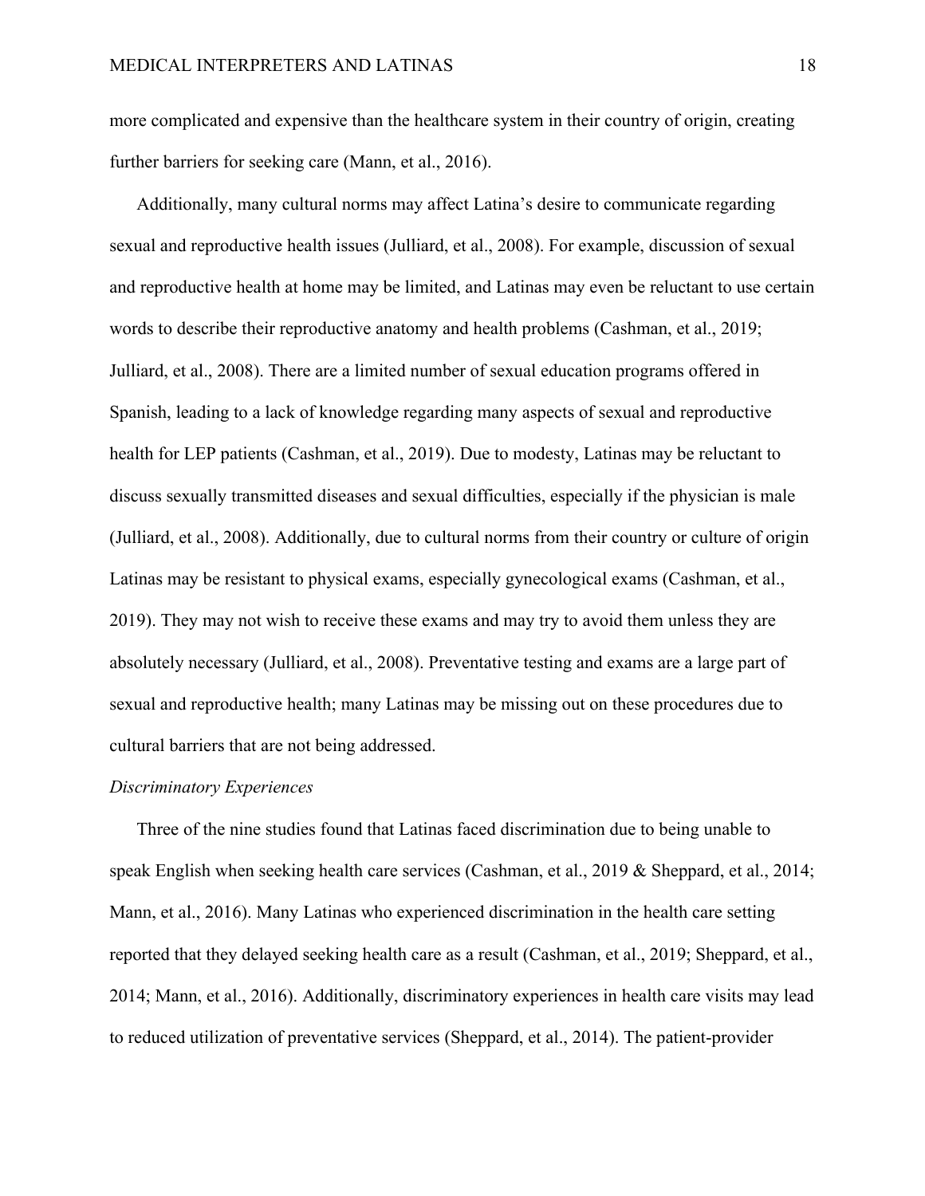more complicated and expensive than the healthcare system in their country of origin, creating further barriers for seeking care (Mann, et al., 2016).

Additionally, many cultural norms may affect Latina's desire to communicate regarding sexual and reproductive health issues (Julliard, et al., 2008). For example, discussion of sexual and reproductive health at home may be limited, and Latinas may even be reluctant to use certain words to describe their reproductive anatomy and health problems (Cashman, et al., 2019; Julliard, et al., 2008). There are a limited number of sexual education programs offered in Spanish, leading to a lack of knowledge regarding many aspects of sexual and reproductive health for LEP patients (Cashman, et al., 2019). Due to modesty, Latinas may be reluctant to discuss sexually transmitted diseases and sexual difficulties, especially if the physician is male (Julliard, et al., 2008). Additionally, due to cultural norms from their country or culture of origin Latinas may be resistant to physical exams, especially gynecological exams (Cashman, et al., 2019). They may not wish to receive these exams and may try to avoid them unless they are absolutely necessary (Julliard, et al., 2008). Preventative testing and exams are a large part of sexual and reproductive health; many Latinas may be missing out on these procedures due to cultural barriers that are not being addressed.

*Discriminatory Experiences*

Three of the nine studies found that Latinas faced discrimination due to being unable to speak English when seeking health care services (Cashman, et al., 2019 & Sheppard, et al., 2014; Mann, et al., 2016). Many Latinas who experienced discrimination in the health care setting reported that they delayed seeking health care as a result (Cashman, et al., 2019; Sheppard, et al., 2014; Mann, et al., 2016). Additionally, discriminatory experiences in health care visits may lead to reduced utilization of preventative services (Sheppard, et al., 2014). The patient-provider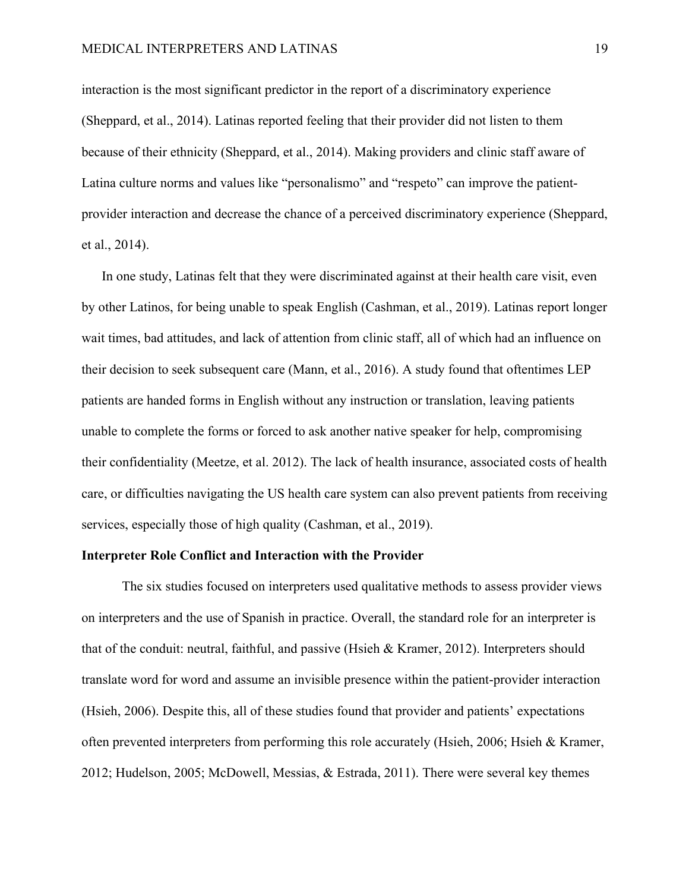interaction is the most significant predictor in the report of a discriminatory experience (Sheppard, et al., 2014). Latinas reported feeling that their provider did not listen to them because of their ethnicity (Sheppard, et al., 2014). Making providers and clinic staff aware of Latina culture norms and values like "personalismo" and "respeto" can improve the patient-provider interaction and decrease the chance of a perceived discriminatory experience (Sheppard, et al., 2014).

In one study, Latinas felt that they were discriminated against at their health care visit, even by other Latinos, for being unable to speak English (Cashman, et al., 2019). Latinas report longer wait times, bad attitudes, and lack of attention from clinic staff, all of which had an influence on their decision to seek subsequent care (Mann, et al., 2016). A study found that oftentimes LEP patients are handed forms in English without any instruction or translation, leaving patients unable to complete the forms or forced to ask another native speaker for help, compromising their confidentiality (Meetze, et al. 2012). The lack of health insurance, associated costs of health care, or difficulties navigating the US health care system can also prevent patients from receiving services, especially those of high quality (Cashman, et al., 2019).

**Interpreter Role Conflict and Interaction with the Provider**

The six studies focused on interpreters used qualitative methods to assess provider views on interpreters and the use of Spanish in practice. Overall, the standard role for an interpreter is that of the conduit: neutral, faithful, and passive (Hsieh & Kramer, 2012). Interpreters should translate word for word and assume an invisible presence within the patient-provider interaction (Hsieh, 2006). Despite this, all of these studies found that provider and patients' expectations often prevented interpreters from performing this role accurately (Hsieh, 2006; Hsieh & Kramer, 2012; Hudelson, 2005; McDowell, Messias, & Estrada, 2011). There were several key themes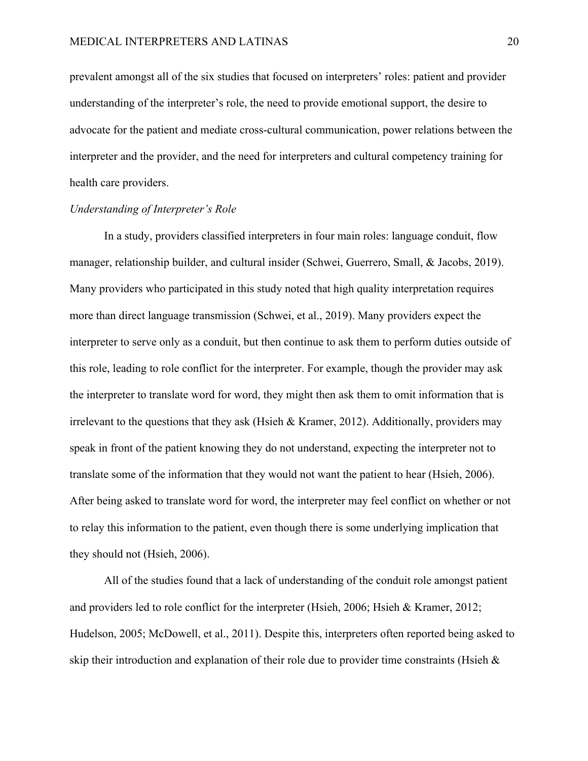prevalent amongst all of the six studies that focused on interpreters' roles: patient and provider understanding of the interpreter's role, the need to provide emotional support, the desire to advocate for the patient and mediate cross-cultural communication, power relations between the interpreter and the provider, and the need for interpreters and cultural competency training for health care providers.

*Understanding of Interpreter's Role*

In a study, providers classified interpreters in four main roles: language conduit, flow manager, relationship builder, and cultural insider (Schwei, Guerrero, Small, & Jacobs, 2019). Many providers who participated in this study noted that high quality interpretation requires more than direct language transmission (Schwei, et al., 2019). Many providers expect the interpreter to serve only as a conduit, but then continue to ask them to perform duties outside of this role, leading to role conflict for the interpreter. For example, though the provider may ask the interpreter to translate word for word, they might then ask them to omit information that is irrelevant to the questions that they ask (Hsieh & Kramer, 2012). Additionally, providers may speak in front of the patient knowing they do not understand, expecting the interpreter not to translate some of the information that they would not want the patient to hear (Hsieh, 2006). After being asked to translate word for word, the interpreter may feel conflict on whether or not to relay this information to the patient, even though there is some underlying implication that they should not (Hsieh, 2006).

All of the studies found that a lack of understanding of the conduit role amongst patient and providers led to role conflict for the interpreter (Hsieh, 2006; Hsieh & Kramer, 2012; Hudelson, 2005; McDowell, et al., 2011). Despite this, interpreters often reported being asked to skip their introduction and explanation of their role due to provider time constraints (Hsieh &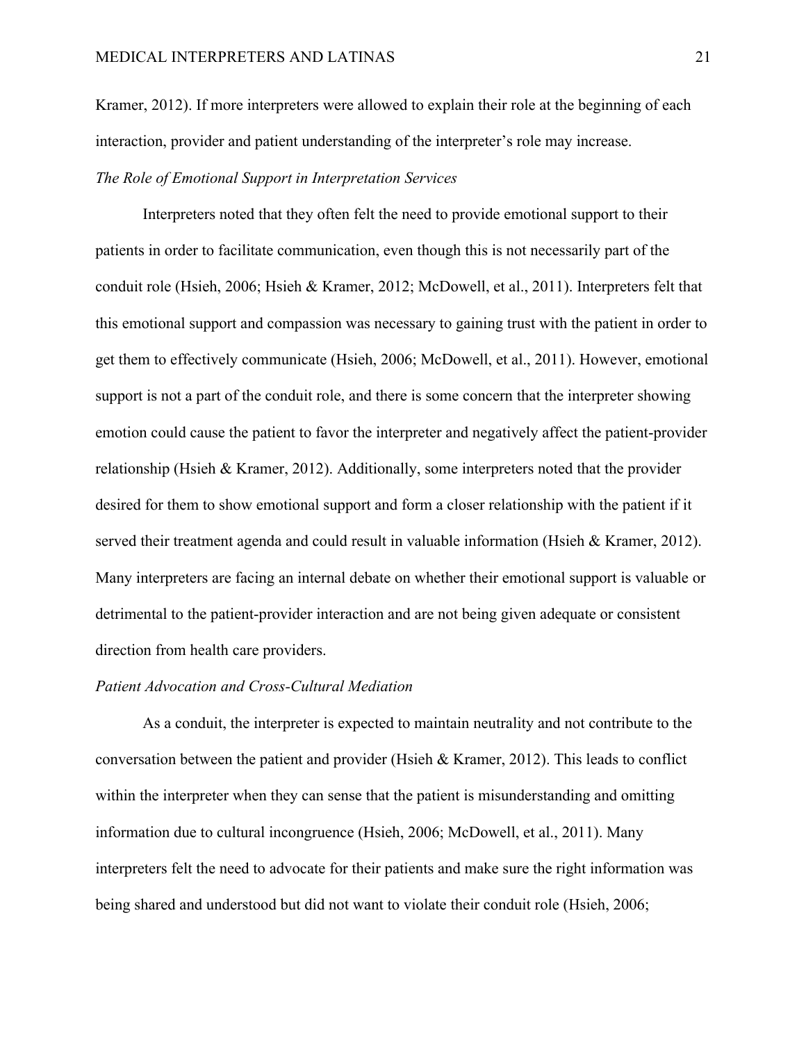Kramer, 2012). If more interpreters were allowed to explain their role at the beginning of each interaction, provider and patient understanding of the interpreter's role may increase.

### *The Role of Emotional Support in Interpretation Services*

Interpreters noted that they often felt the need to provide emotional support to their patients in order to facilitate communication, even though this is not necessarily part of the conduit role (Hsieh, 2006; Hsieh & Kramer, 2012; McDowell, et al., 2011). Interpreters felt that this emotional support and compassion was necessary to gaining trust with the patient in order to get them to effectively communicate (Hsieh, 2006; McDowell, et al., 2011). However, emotional support is not a part of the conduit role, and there is some concern that the interpreter showing emotion could cause the patient to favor the interpreter and negatively affect the patient-provider relationship (Hsieh & Kramer, 2012). Additionally, some interpreters noted that the provider desired for them to show emotional support and form a closer relationship with the patient if it served their treatment agenda and could result in valuable information (Hsieh & Kramer, 2012). Many interpreters are facing an internal debate on whether their emotional support is valuable or detrimental to the patient-provider interaction and are not being given adequate or consistent direction from health care providers.

### *Patient Advocation and Cross-Cultural Mediation*

As a conduit, the interpreter is expected to maintain neutrality and not contribute to the conversation between the patient and provider (Hsieh & Kramer, 2012). This leads to conflict within the interpreter when they can sense that the patient is misunderstanding and omitting information due to cultural incongruence (Hsieh, 2006; McDowell, et al., 2011). Many interpreters felt the need to advocate for their patients and make sure the right information was being shared and understood but did not want to violate their conduit role (Hsieh, 2006;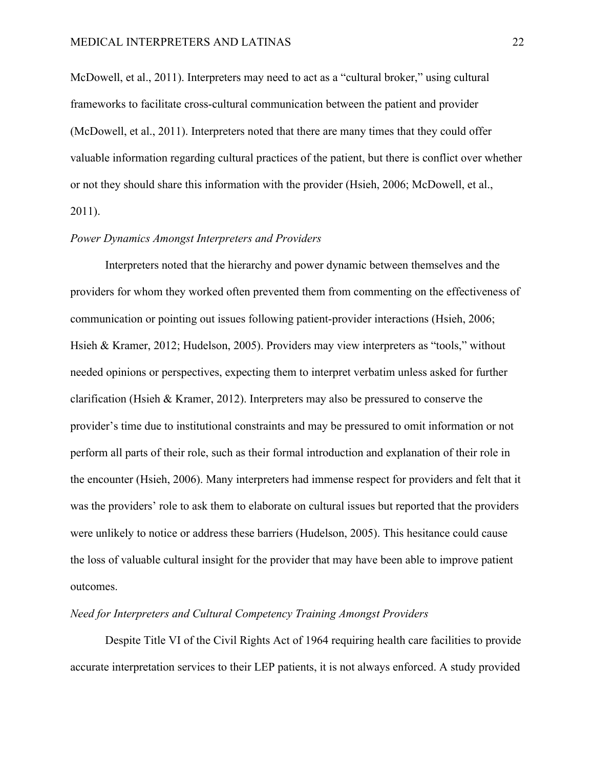McDowell, et al., 2011). Interpreters may need to act as a "cultural broker," using cultural frameworks to facilitate cross-cultural communication between the patient and provider (McDowell, et al., 2011). Interpreters noted that there are many times that they could offer valuable information regarding cultural practices of the patient, but there is conflict over whether or not they should share this information with the provider (Hsieh, 2006; McDowell, et al., 2011).

### *Power Dynamics Amongst Interpreters and Providers*

Interpreters noted that the hierarchy and power dynamic between themselves and the providers for whom they worked often prevented them from commenting on the effectiveness of communication or pointing out issues following patient-provider interactions (Hsieh, 2006; Hsieh & Kramer, 2012; Hudelson, 2005). Providers may view interpreters as "tools," without needed opinions or perspectives, expecting them to interpret verbatim unless asked for further clarification (Hsieh & Kramer, 2012). Interpreters may also be pressured to conserve the provider's time due to institutional constraints and may be pressured to omit information or not perform all parts of their role, such as their formal introduction and explanation of their role in the encounter (Hsieh, 2006). Many interpreters had immense respect for providers and felt that it was the providers' role to ask them to elaborate on cultural issues but reported that the providers were unlikely to notice or address these barriers (Hudelson, 2005). This hesitance could cause the loss of valuable cultural insight for the provider that may have been able to improve patient outcomes.

### *Need for Interpreters and Cultural Competency Training Amongst Providers*

Despite Title VI of the Civil Rights Act of 1964 requiring health care facilities to provide accurate interpretation services to their LEP patients, it is not always enforced. A study provided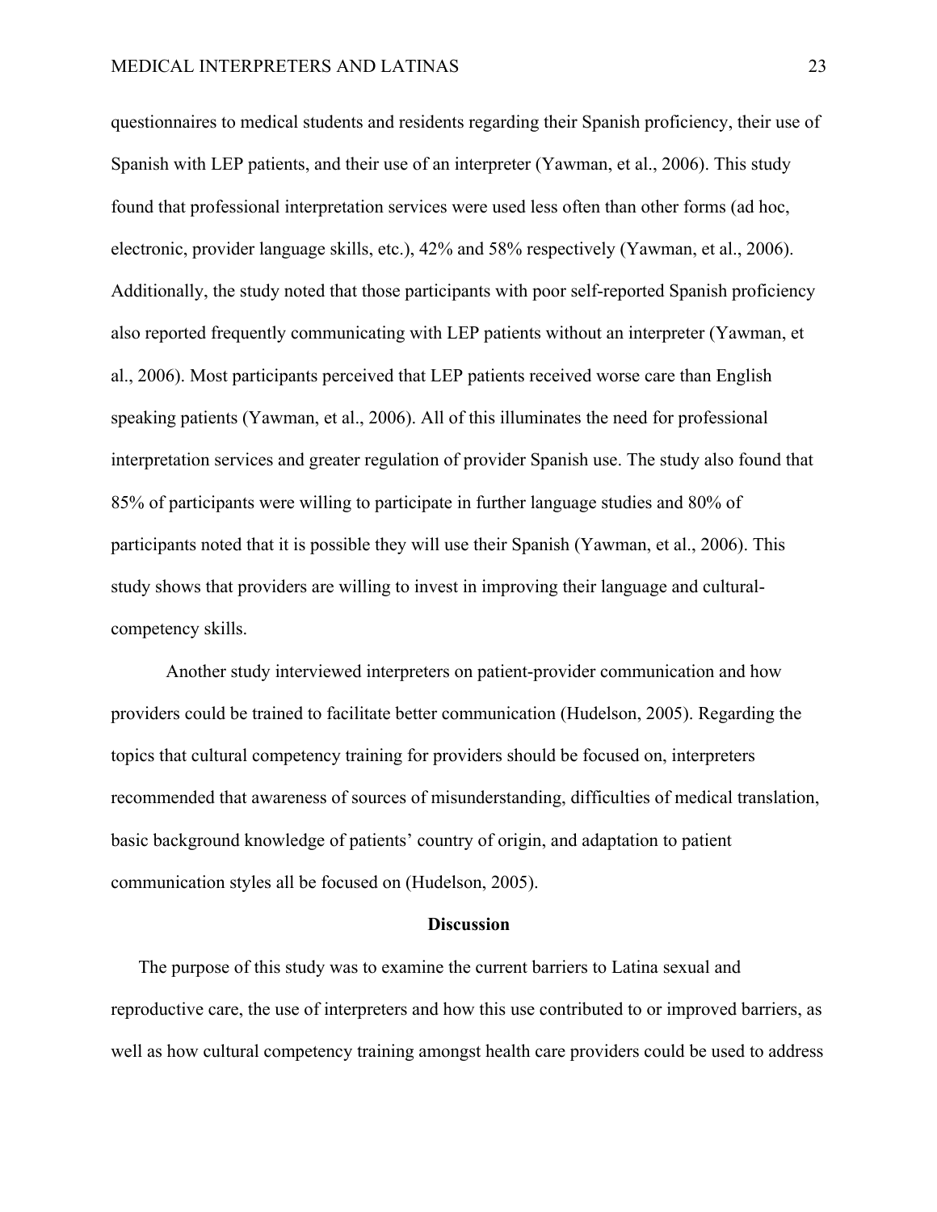questionnaires to medical students and residents regarding their Spanish proficiency, their use of Spanish with LEP patients, and their use of an interpreter (Yawman, et al., 2006). This study found that professional interpretation services were used less often than other forms (ad hoc, electronic, provider language skills, etc.), 42% and 58% respectively (Yawman, et al., 2006). Additionally, the study noted that those participants with poor self-reported Spanish proficiency also reported frequently communicating with LEP patients without an interpreter (Yawman, et al., 2006). Most participants perceived that LEP patients received worse care than English speaking patients (Yawman, et al., 2006). All of this illuminates the need for professional interpretation services and greater regulation of provider Spanish use. The study also found that 85% of participants were willing to participate in further language studies and 80% of participants noted that it is possible they will use their Spanish (Yawman, et al., 2006). This study shows that providers are willing to invest in improving their language and cultural-competency skills.

Another study interviewed interpreters on patient-provider communication and how providers could be trained to facilitate better communication (Hudelson, 2005). Regarding the topics that cultural competency training for providers should be focused on, interpreters recommended that awareness of sources of misunderstanding, difficulties of medical translation, basic background knowledge of patients' country of origin, and adaptation to patient communication styles all be focused on (Hudelson, 2005).

## Discussion

The purpose of this study was to examine the current barriers to Latina sexual and reproductive care, the use of interpreters and how this use contributed to or improved barriers, as well as how cultural competency training amongst health care providers could be used to address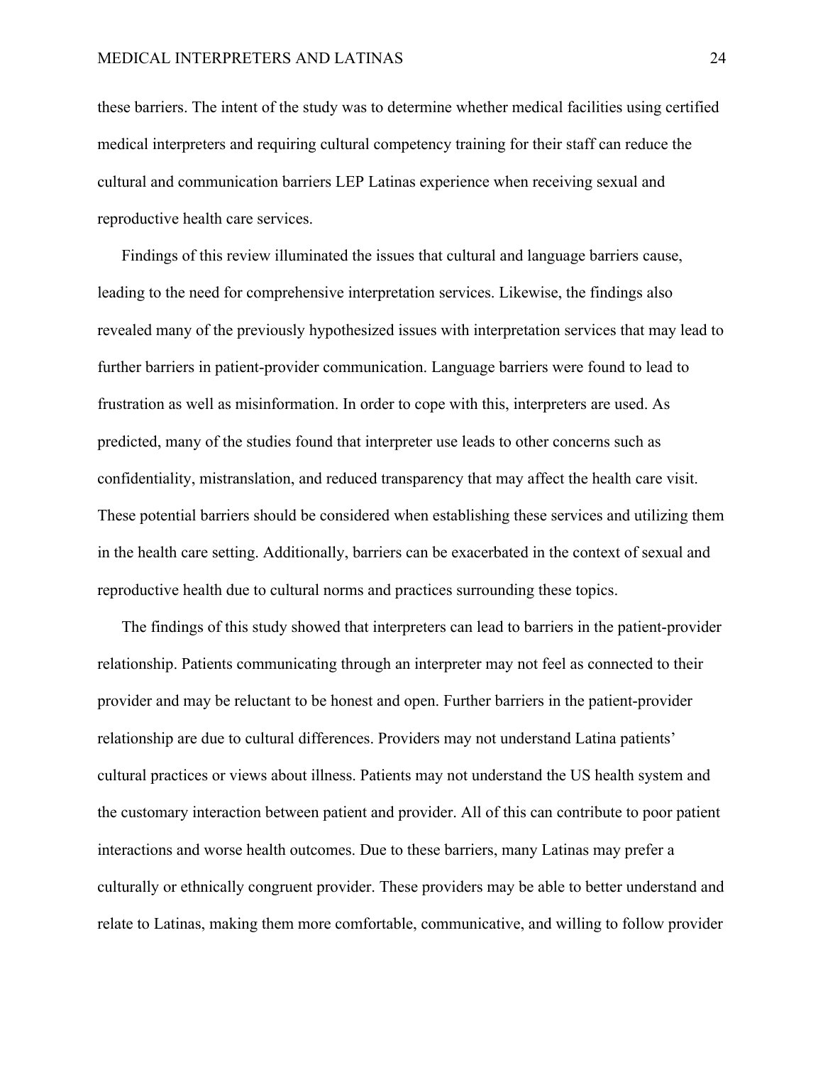these barriers. The intent of the study was to determine whether medical facilities using certified medical interpreters and requiring cultural competency training for their staff can reduce the cultural and communication barriers LEP Latinas experience when receiving sexual and reproductive health care services.

Findings of this review illuminated the issues that cultural and language barriers cause, leading to the need for comprehensive interpretation services. Likewise, the findings also revealed many of the previously hypothesized issues with interpretation services that may lead to further barriers in patient-provider communication. Language barriers were found to lead to frustration as well as misinformation. In order to cope with this, interpreters are used. As predicted, many of the studies found that interpreter use leads to other concerns such as confidentiality, mistranslation, and reduced transparency that may affect the health care visit. These potential barriers should be considered when establishing these services and utilizing them in the health care setting. Additionally, barriers can be exacerbated in the context of sexual and reproductive health due to cultural norms and practices surrounding these topics.

The findings of this study showed that interpreters can lead to barriers in the patient-provider relationship. Patients communicating through an interpreter may not feel as connected to their provider and may be reluctant to be honest and open. Further barriers in the patient-provider relationship are due to cultural differences. Providers may not understand Latina patients' cultural practices or views about illness. Patients may not understand the US health system and the customary interaction between patient and provider. All of this can contribute to poor patient interactions and worse health outcomes. Due to these barriers, many Latinas may prefer a culturally or ethnically congruent provider. These providers may be able to better understand and relate to Latinas, making them more comfortable, communicative, and willing to follow provider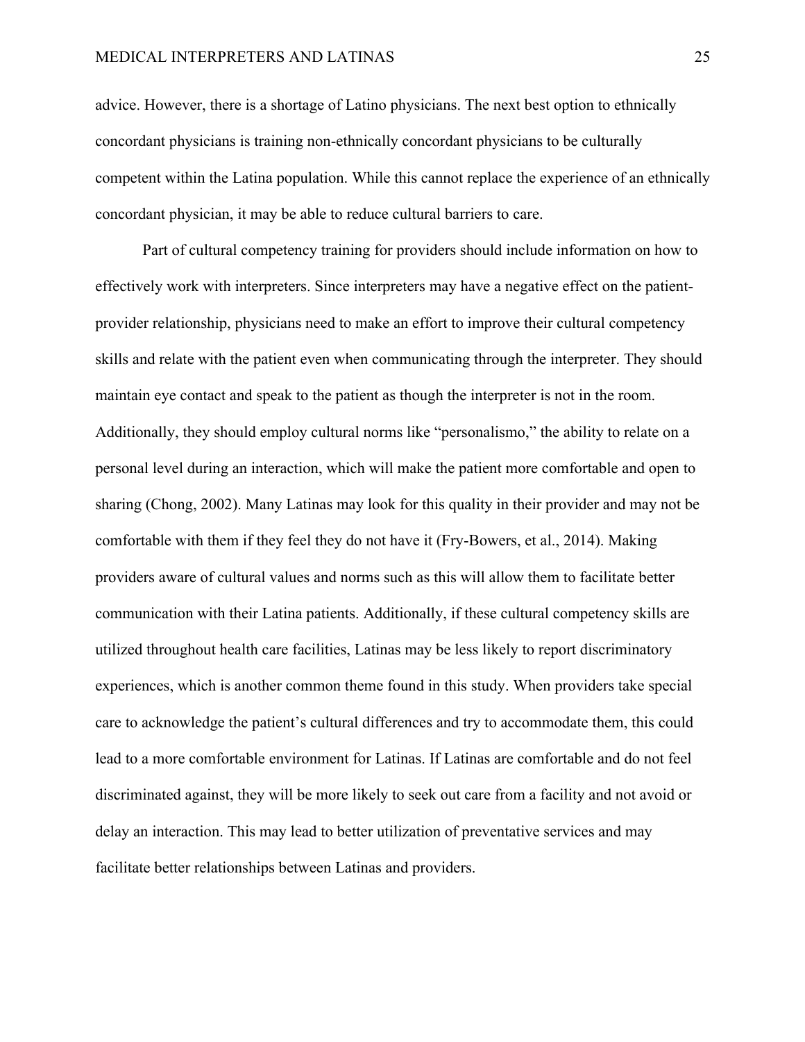advice. However, there is a shortage of Latino physicians. The next best option to ethnically concordant physicians is training non-ethnically concordant physicians to be culturally competent within the Latina population. While this cannot replace the experience of an ethnically concordant physician, it may be able to reduce cultural barriers to care.

Part of cultural competency training for providers should include information on how to effectively work with interpreters. Since interpreters may have a negative effect on the patient-provider relationship, physicians need to make an effort to improve their cultural competency skills and relate with the patient even when communicating through the interpreter. They should maintain eye contact and speak to the patient as though the interpreter is not in the room. Additionally, they should employ cultural norms like "personalismo," the ability to relate on a personal level during an interaction, which will make the patient more comfortable and open to sharing (Chong, 2002). Many Latinas may look for this quality in their provider and may not be comfortable with them if they feel they do not have it (Fry-Bowers, et al., 2014). Making providers aware of cultural values and norms such as this will allow them to facilitate better communication with their Latina patients. Additionally, if these cultural competency skills are utilized throughout health care facilities, Latinas may be less likely to report discriminatory experiences, which is another common theme found in this study. When providers take special care to acknowledge the patient's cultural differences and try to accommodate them, this could lead to a more comfortable environment for Latinas. If Latinas are comfortable and do not feel discriminated against, they will be more likely to seek out care from a facility and not avoid or delay an interaction. This may lead to better utilization of preventative services and may facilitate better relationships between Latinas and providers.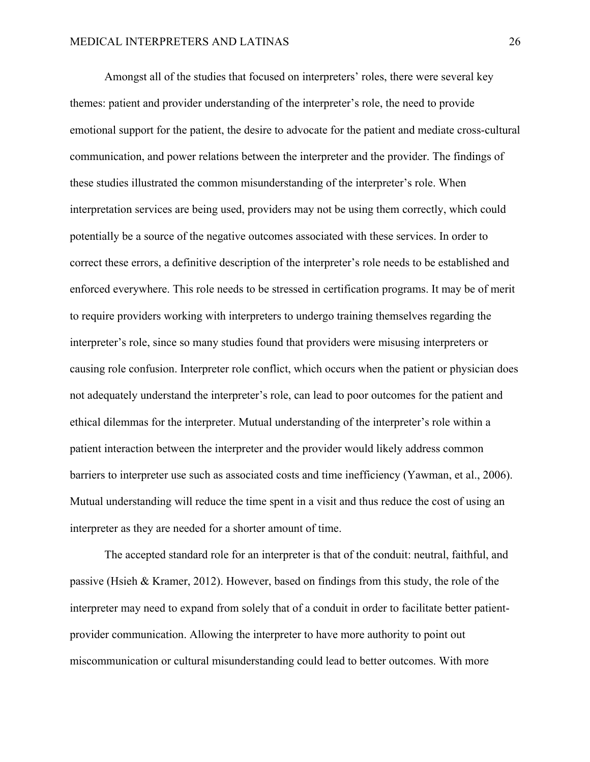Amongst all of the studies that focused on interpreters' roles, there were several key themes: patient and provider understanding of the interpreter's role, the need to provide emotional support for the patient, the desire to advocate for the patient and mediate cross-cultural communication, and power relations between the interpreter and the provider. The findings of these studies illustrated the common misunderstanding of the interpreter's role. When interpretation services are being used, providers may not be using them correctly, which could potentially be a source of the negative outcomes associated with these services. In order to correct these errors, a definitive description of the interpreter's role needs to be established and enforced everywhere. This role needs to be stressed in certification programs. It may be of merit to require providers working with interpreters to undergo training themselves regarding the interpreter's role, since so many studies found that providers were misusing interpreters or causing role confusion. Interpreter role conflict, which occurs when the patient or physician does not adequately understand the interpreter's role, can lead to poor outcomes for the patient and ethical dilemmas for the interpreter. Mutual understanding of the interpreter's role within a patient interaction between the interpreter and the provider would likely address common barriers to interpreter use such as associated costs and time inefficiency (Yawman, et al., 2006). Mutual understanding will reduce the time spent in a visit and thus reduce the cost of using an interpreter as they are needed for a shorter amount of time.

The accepted standard role for an interpreter is that of the conduit: neutral, faithful, and passive (Hsieh & Kramer, 2012). However, based on findings from this study, the role of the interpreter may need to expand from solely that of a conduit in order to facilitate better patient-provider communication. Allowing the interpreter to have more authority to point out miscommunication or cultural misunderstanding could lead to better outcomes. With more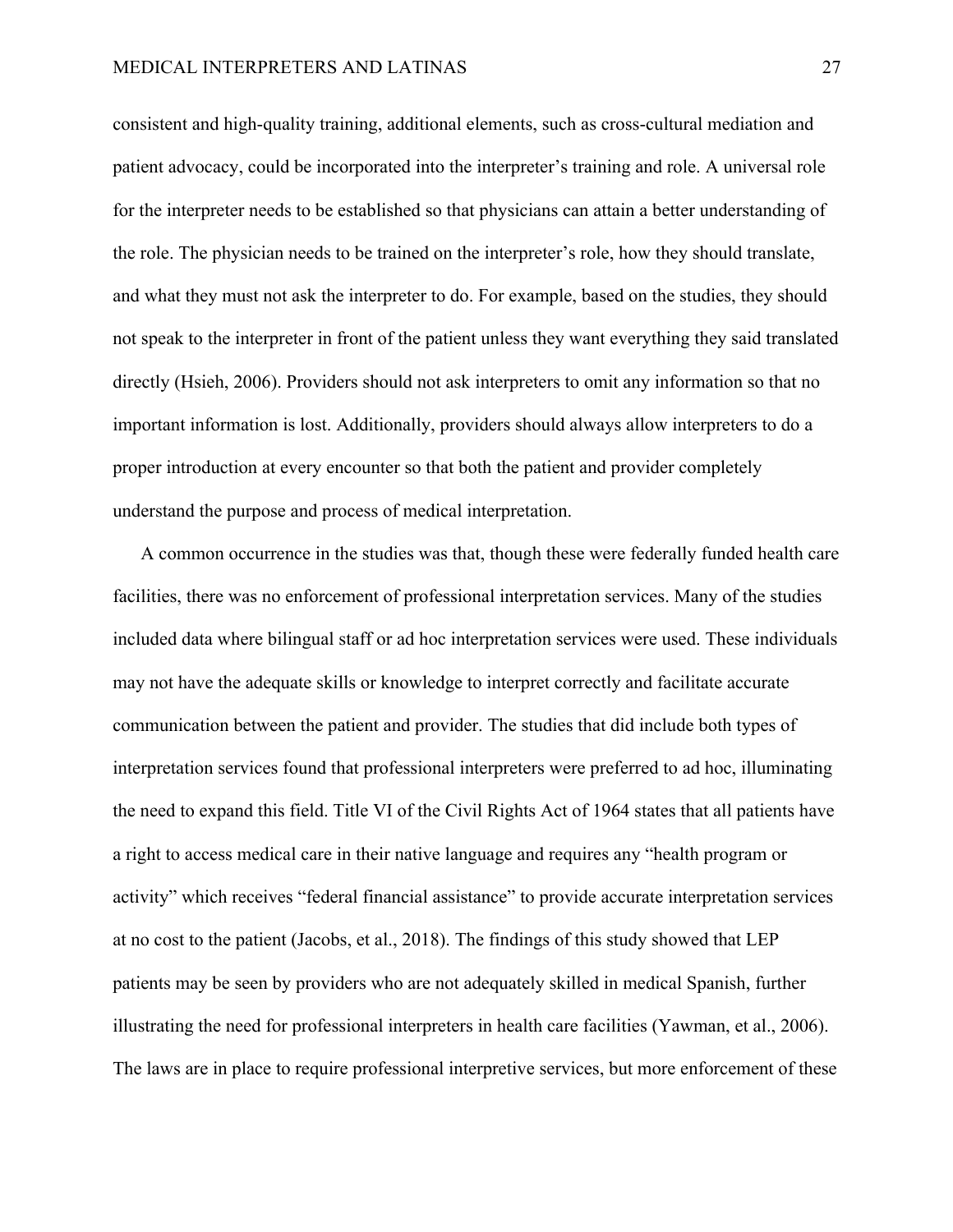consistent and high-quality training, additional elements, such as cross-cultural mediation and patient advocacy, could be incorporated into the interpreter's training and role. A universal role for the interpreter needs to be established so that physicians can attain a better understanding of the role. The physician needs to be trained on the interpreter's role, how they should translate, and what they must not ask the interpreter to do. For example, based on the studies, they should not speak to the interpreter in front of the patient unless they want everything they said translated directly (Hsieh, 2006). Providers should not ask interpreters to omit any information so that no important information is lost. Additionally, providers should always allow interpreters to do a proper introduction at every encounter so that both the patient and provider completely understand the purpose and process of medical interpretation.

A common occurrence in the studies was that, though these were federally funded health care facilities, there was no enforcement of professional interpretation services. Many of the studies included data where bilingual staff or ad hoc interpretation services were used. These individuals may not have the adequate skills or knowledge to interpret correctly and facilitate accurate communication between the patient and provider. The studies that did include both types of interpretation services found that professional interpreters were preferred to ad hoc, illuminating the need to expand this field. Title VI of the Civil Rights Act of 1964 states that all patients have a right to access medical care in their native language and requires any "health program or activity" which receives "federal financial assistance" to provide accurate interpretation services at no cost to the patient (Jacobs, et al., 2018). The findings of this study showed that LEP patients may be seen by providers who are not adequately skilled in medical Spanish, further illustrating the need for professional interpreters in health care facilities (Yawman, et al., 2006). The laws are in place to require professional interpretive services, but more enforcement of these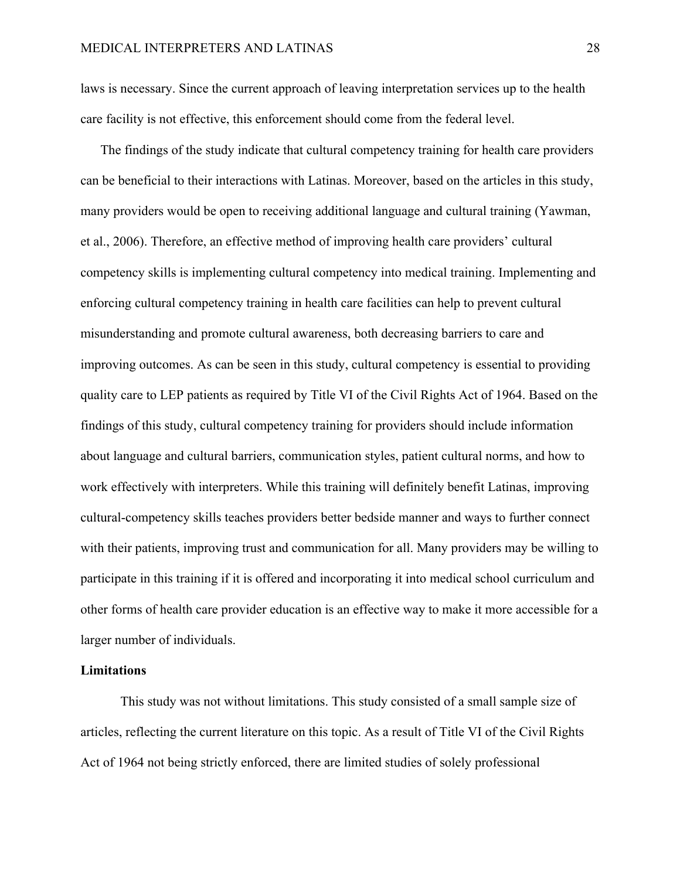laws is necessary. Since the current approach of leaving interpretation services up to the health care facility is not effective, this enforcement should come from the federal level.

The findings of the study indicate that cultural competency training for health care providers can be beneficial to their interactions with Latinas. Moreover, based on the articles in this study, many providers would be open to receiving additional language and cultural training (Yawman, et al., 2006). Therefore, an effective method of improving health care providers' cultural competency skills is implementing cultural competency into medical training. Implementing and enforcing cultural competency training in health care facilities can help to prevent cultural misunderstanding and promote cultural awareness, both decreasing barriers to care and improving outcomes. As can be seen in this study, cultural competency is essential to providing quality care to LEP patients as required by Title VI of the Civil Rights Act of 1964. Based on the findings of this study, cultural competency training for providers should include information about language and cultural barriers, communication styles, patient cultural norms, and how to work effectively with interpreters. While this training will definitely benefit Latinas, improving cultural-competency skills teaches providers better bedside manner and ways to further connect with their patients, improving trust and communication for all. Many providers may be willing to participate in this training if it is offered and incorporating it into medical school curriculum and other forms of health care provider education is an effective way to make it more accessible for a larger number of individuals.

**Limitations**

This study was not without limitations. This study consisted of a small sample size of articles, reflecting the current literature on this topic. As a result of Title VI of the Civil Rights Act of 1964 not being strictly enforced, there are limited studies of solely professional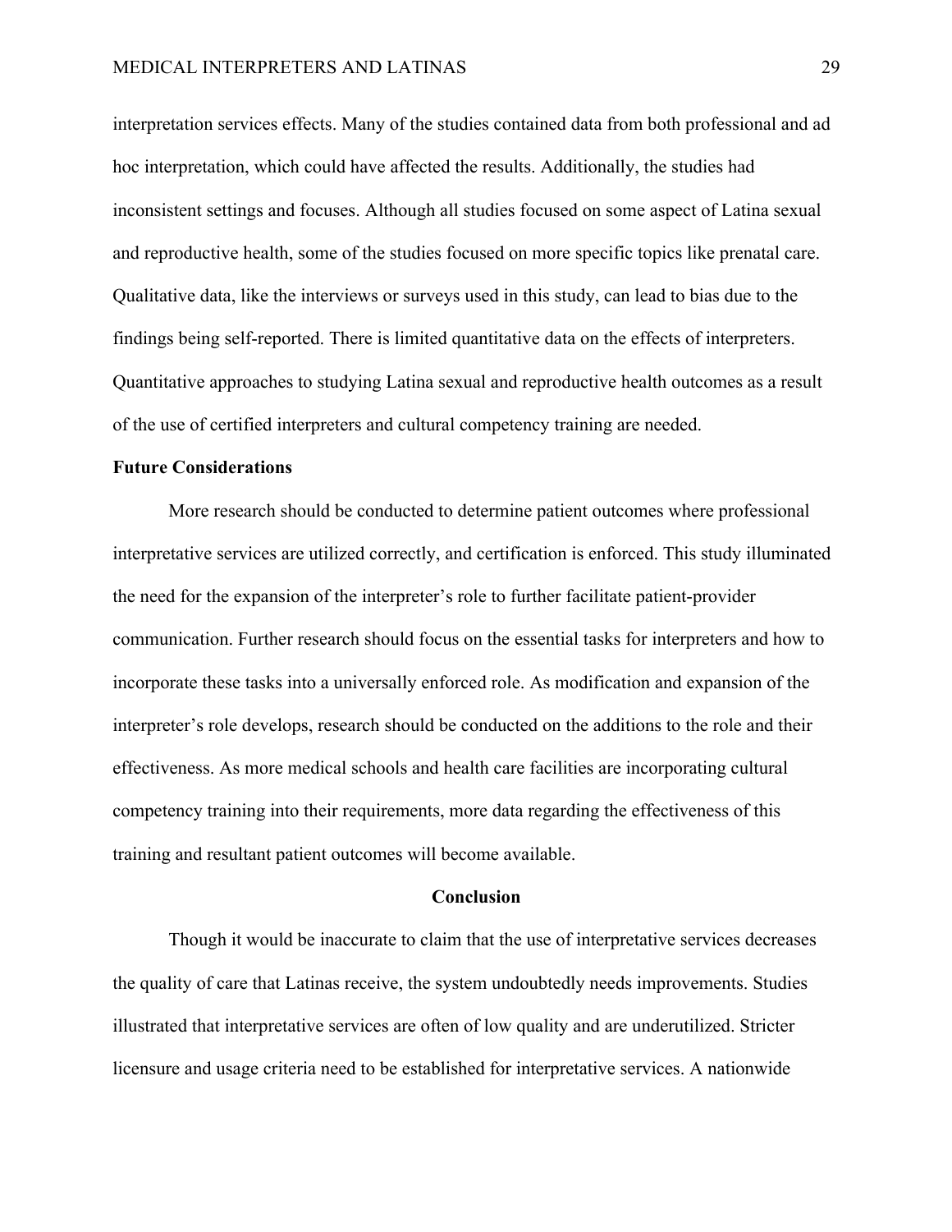interpretation services effects. Many of the studies contained data from both professional and ad hoc interpretation, which could have affected the results. Additionally, the studies had inconsistent settings and focuses. Although all studies focused on some aspect of Latina sexual and reproductive health, some of the studies focused on more specific topics like prenatal care. Qualitative data, like the interviews or surveys used in this study, can lead to bias due to the findings being self-reported. There is limited quantitative data on the effects of interpreters. Quantitative approaches to studying Latina sexual and reproductive health outcomes as a result of the use of certified interpreters and cultural competency training are needed.

### Future Considerations

More research should be conducted to determine patient outcomes where professional interpretative services are utilized correctly, and certification is enforced. This study illuminated the need for the expansion of the interpreter's role to further facilitate patient-provider communication. Further research should focus on the essential tasks for interpreters and how to incorporate these tasks into a universally enforced role. As modification and expansion of the interpreter's role develops, research should be conducted on the additions to the role and their effectiveness. As more medical schools and health care facilities are incorporating cultural competency training into their requirements, more data regarding the effectiveness of this training and resultant patient outcomes will become available.

## Conclusion

Though it would be inaccurate to claim that the use of interpretative services decreases the quality of care that Latinas receive, the system undoubtedly needs improvements. Studies illustrated that interpretative services are often of low quality and are underutilized. Stricter licensure and usage criteria need to be established for interpretative services. A nationwide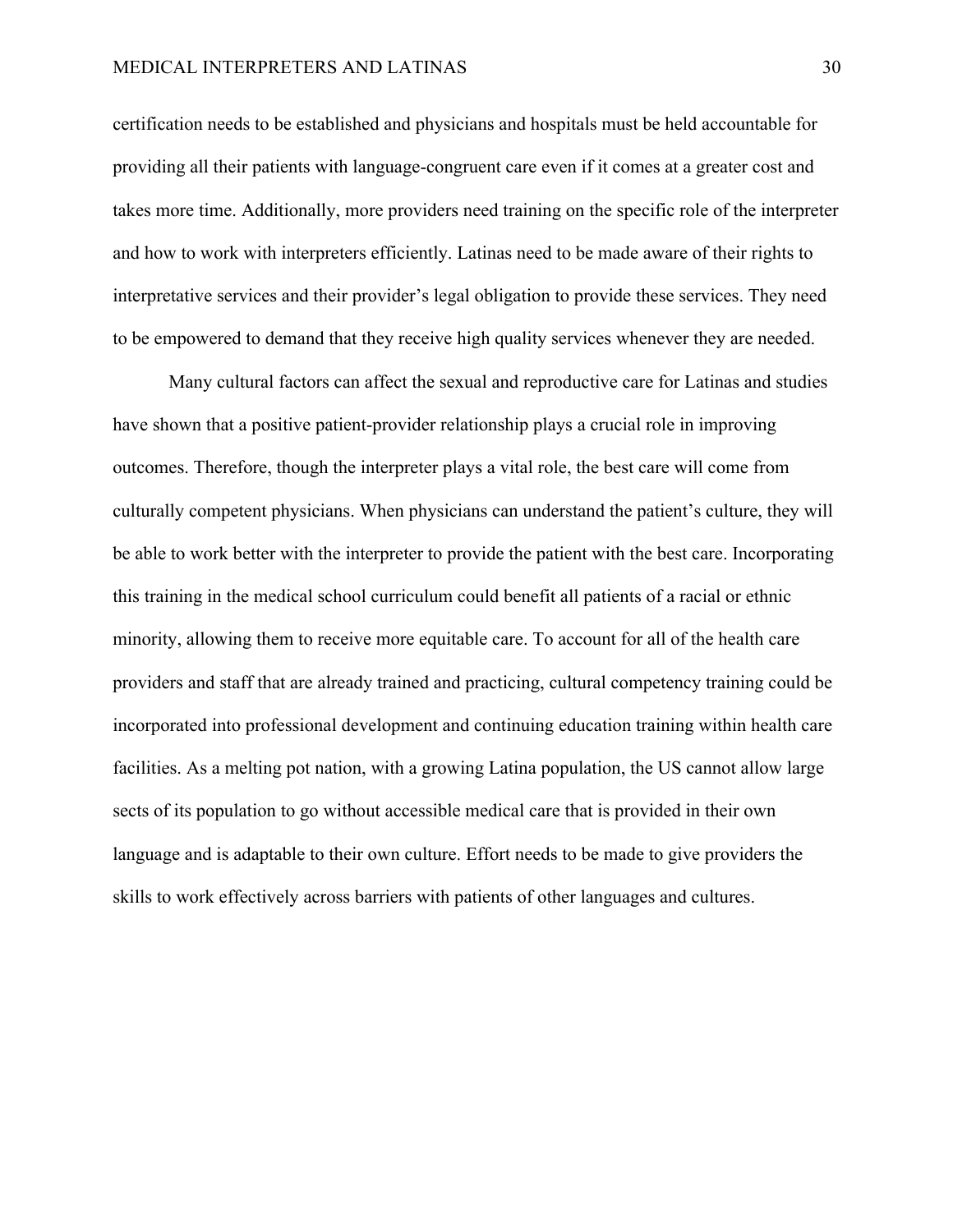certification needs to be established and physicians and hospitals must be held accountable for providing all their patients with language-congruent care even if it comes at a greater cost and takes more time. Additionally, more providers need training on the specific role of the interpreter and how to work with interpreters efficiently. Latinas need to be made aware of their rights to interpretative services and their provider's legal obligation to provide these services. They need to be empowered to demand that they receive high quality services whenever they are needed.

Many cultural factors can affect the sexual and reproductive care for Latinas and studies have shown that a positive patient-provider relationship plays a crucial role in improving outcomes. Therefore, though the interpreter plays a vital role, the best care will come from culturally competent physicians. When physicians can understand the patient's culture, they will be able to work better with the interpreter to provide the patient with the best care. Incorporating this training in the medical school curriculum could benefit all patients of a racial or ethnic minority, allowing them to receive more equitable care. To account for all of the health care providers and staff that are already trained and practicing, cultural competency training could be incorporated into professional development and continuing education training within health care facilities. As a melting pot nation, with a growing Latina population, the US cannot allow large sects of its population to go without accessible medical care that is provided in their own language and is adaptable to their own culture. Effort needs to be made to give providers the skills to work effectively across barriers with patients of other languages and cultures.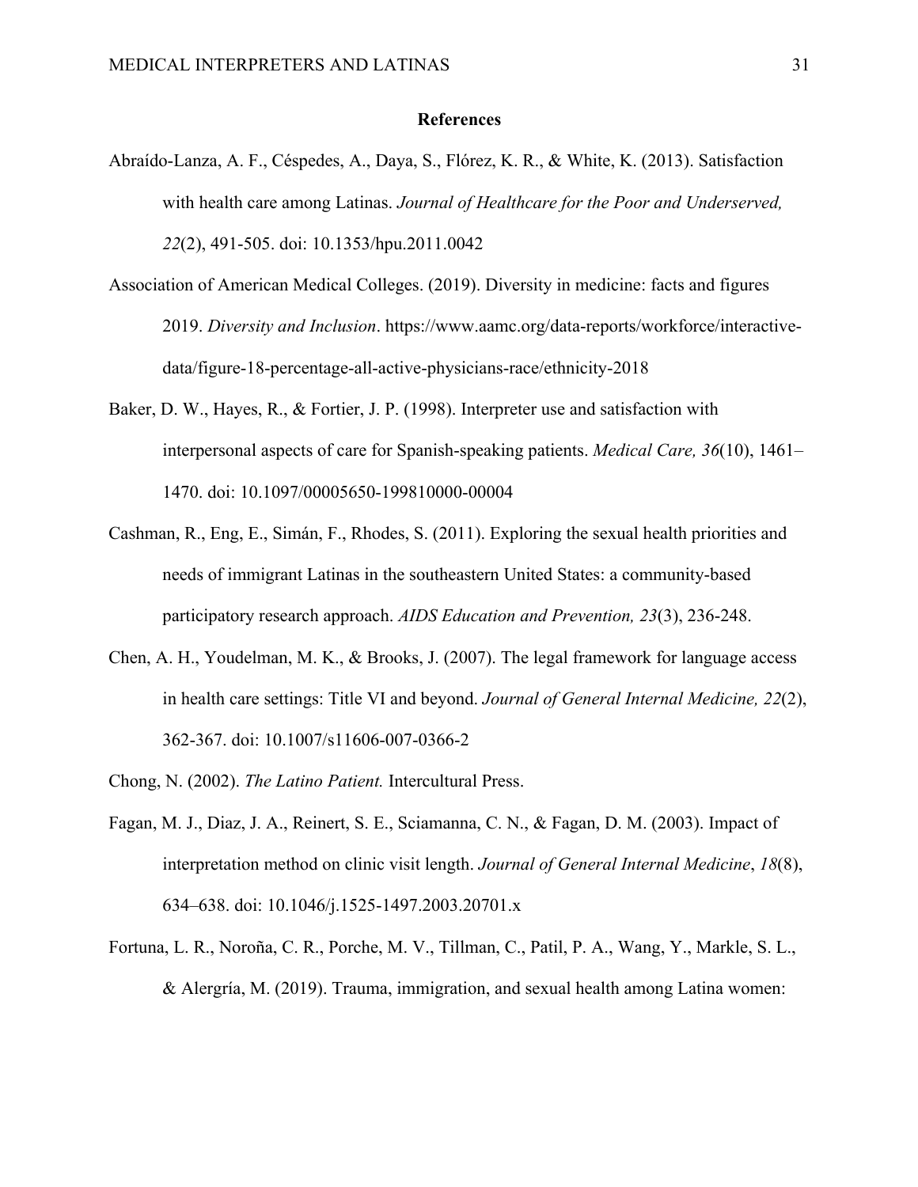## References

Abraído-Lanza, A. F., Céspedes, A., Daya, S., Flórez, K. R., & White, K. (2013). Satisfaction with health care among Latinas. *Journal of Healthcare for the Poor and Underserved, 22*(2), 491-505. doi: 10.1353/hpu.2011.0042

Association of American Medical Colleges. (2019). Diversity in medicine: facts and figures 2019. *Diversity and Inclusion*. https://www.aamc.org/data-reports/workforce/interactive-data/figure-18-percentage-all-active-physicians-race/ethnicity-2018

Baker, D. W., Hayes, R., & Fortier, J. P. (1998). Interpreter use and satisfaction with interpersonal aspects of care for Spanish-speaking patients. *Medical Care, 36*(10), 1461–1470. doi: 10.1097/00005650-199810000-00004

Cashman, R., Eng, E., Simán, F., Rhodes, S. (2011). Exploring the sexual health priorities and needs of immigrant Latinas in the southeastern United States: a community-based participatory research approach. *AIDS Education and Prevention, 23*(3), 236-248.

Chen, A. H., Youdelman, M. K., & Brooks, J. (2007). The legal framework for language access in health care settings: Title VI and beyond. *Journal of General Internal Medicine, 22*(2), 362-367. doi: 10.1007/s11606-007-0366-2

Chong, N. (2002). *The Latino Patient.* Intercultural Press.

Fagan, M. J., Diaz, J. A., Reinert, S. E., Sciamanna, C. N., & Fagan, D. M. (2003). Impact of interpretation method on clinic visit length. *Journal of General Internal Medicine*, *18*(8), 634–638. doi: 10.1046/j.1525-1497.2003.20701.x

Fortuna, L. R., Noroña, C. R., Porche, M. V., Tillman, C., Patil, P. A., Wang, Y., Markle, S. L., & Alergría, M. (2019). Trauma, immigration, and sexual health among Latina women: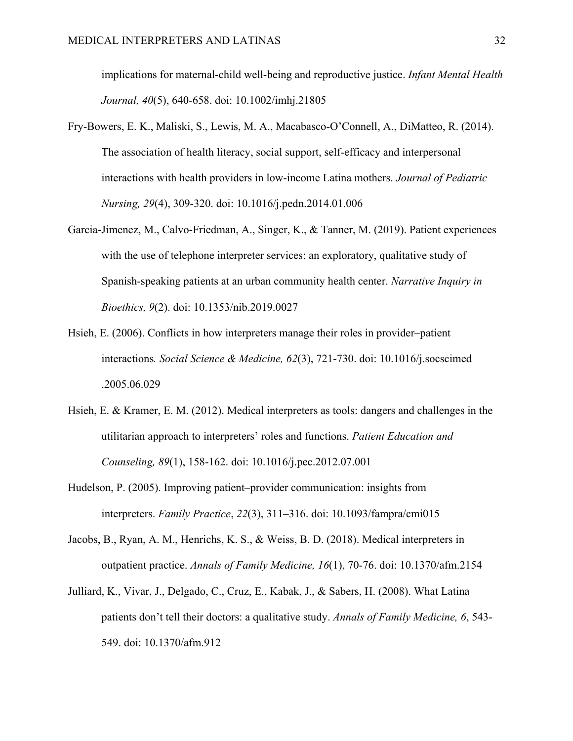implications for maternal-child well-being and reproductive justice. *Infant Mental Health Journal, 40*(5), 640-658. doi: 10.1002/imhj.21805

Fry-Bowers, E. K., Maliski, S., Lewis, M. A., Macabasco-O'Connell, A., DiMatteo, R. (2014). The association of health literacy, social support, self-efficacy and interpersonal interactions with health providers in low-income Latina mothers. *Journal of Pediatric Nursing, 29*(4), 309-320. doi: 10.1016/j.pedn.2014.01.006

Garcia-Jimenez, M., Calvo-Friedman, A., Singer, K., & Tanner, M. (2019). Patient experiences with the use of telephone interpreter services: an exploratory, qualitative study of Spanish-speaking patients at an urban community health center. *Narrative Inquiry in Bioethics, 9*(2). doi: 10.1353/nib.2019.0027

Hsieh, E. (2006). Conflicts in how interpreters manage their roles in provider–patient interactions*. Social Science & Medicine, 62*(3), 721-730. doi: 10.1016/j.socscimed .2005.06.029

Hsieh, E. & Kramer, E. M. (2012). Medical interpreters as tools: dangers and challenges in the utilitarian approach to interpreters' roles and functions. *Patient Education and Counseling, 89*(1), 158-162. doi: 10.1016/j.pec.2012.07.001

Hudelson, P. (2005). Improving patient–provider communication: insights from interpreters. *Family Practice*, *22*(3), 311–316. doi: 10.1093/fampra/cmi015

Jacobs, B., Ryan, A. M., Henrichs, K. S., & Weiss, B. D. (2018). Medical interpreters in outpatient practice. *Annals of Family Medicine, 16*(1), 70-76. doi: 10.1370/afm.2154

Julliard, K., Vivar, J., Delgado, C., Cruz, E., Kabak, J., & Sabers, H. (2008). What Latina patients don't tell their doctors: a qualitative study. *Annals of Family Medicine, 6*, 543-549. doi: 10.1370/afm.912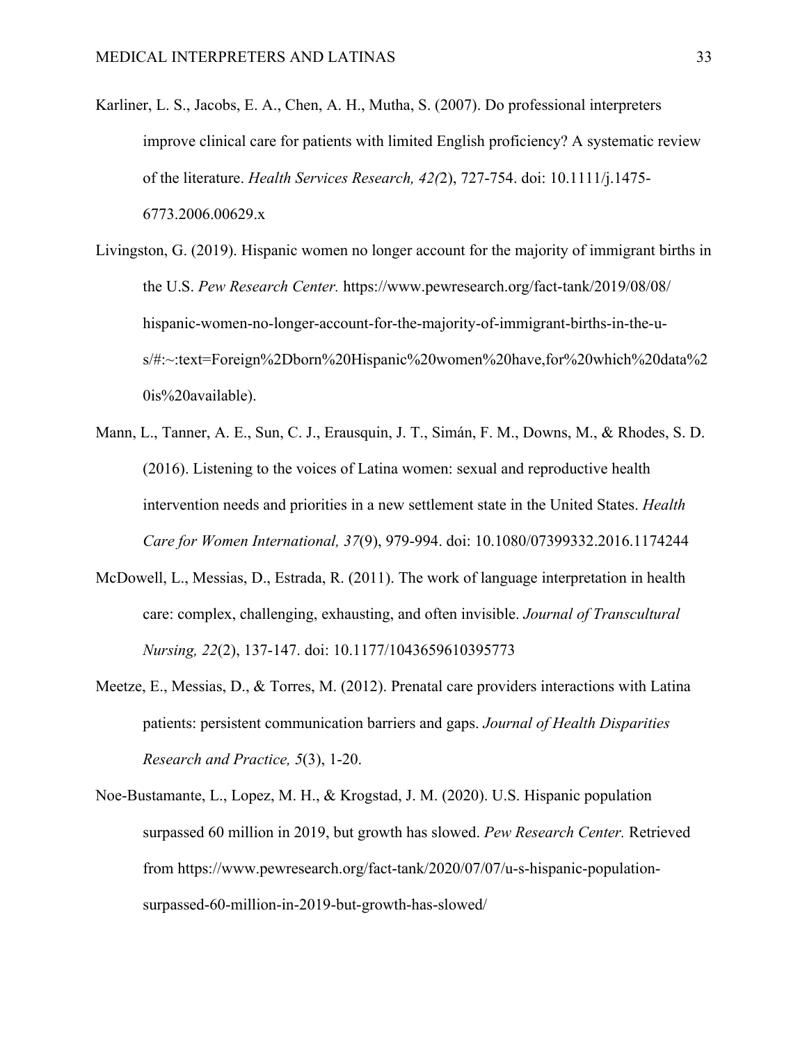Karliner, L. S., Jacobs, E. A., Chen, A. H., Mutha, S. (2007). Do professional interpreters improve clinical care for patients with limited English proficiency? A systematic review of the literature. *Health Services Research, 42(*2), 727-754. doi: 10.1111/j.1475-6773.2006.00629.x

Livingston, G. (2019). Hispanic women no longer account for the majority of immigrant births in the U.S. *Pew Research Center.* https://www.pewresearch.org/fact-tank/2019/08/08/hispanic-women-no-longer-account-for-the-majority-of-immigrant-births-in-the-u-s/#:~:text=Foreign%2Dborn%20Hispanic%20women%20have,for%20which%20data%20is%20available).

Mann, L., Tanner, A. E., Sun, C. J., Erausquin, J. T., Simán, F. M., Downs, M., & Rhodes, S. D. (2016). Listening to the voices of Latina women: sexual and reproductive health intervention needs and priorities in a new settlement state in the United States. *Health Care for Women International, 37*(9), 979-994. doi: 10.1080/07399332.2016.1174244

McDowell, L., Messias, D., Estrada, R. (2011). The work of language interpretation in health care: complex, challenging, exhausting, and often invisible. *Journal of Transcultural Nursing, 22*(2), 137-147. doi: 10.1177/1043659610395773

Meetze, E., Messias, D., & Torres, M. (2012). Prenatal care providers interactions with Latina patients: persistent communication barriers and gaps. *Journal of Health Disparities Research and Practice, 5*(3), 1-20.

Noe-Bustamante, L., Lopez, M. H., & Krogstad, J. M. (2020). U.S. Hispanic population surpassed 60 million in 2019, but growth has slowed. *Pew Research Center.* Retrieved from https://www.pewresearch.org/fact-tank/2020/07/07/u-s-hispanic-population-surpassed-60-million-in-2019-but-growth-has-slowed/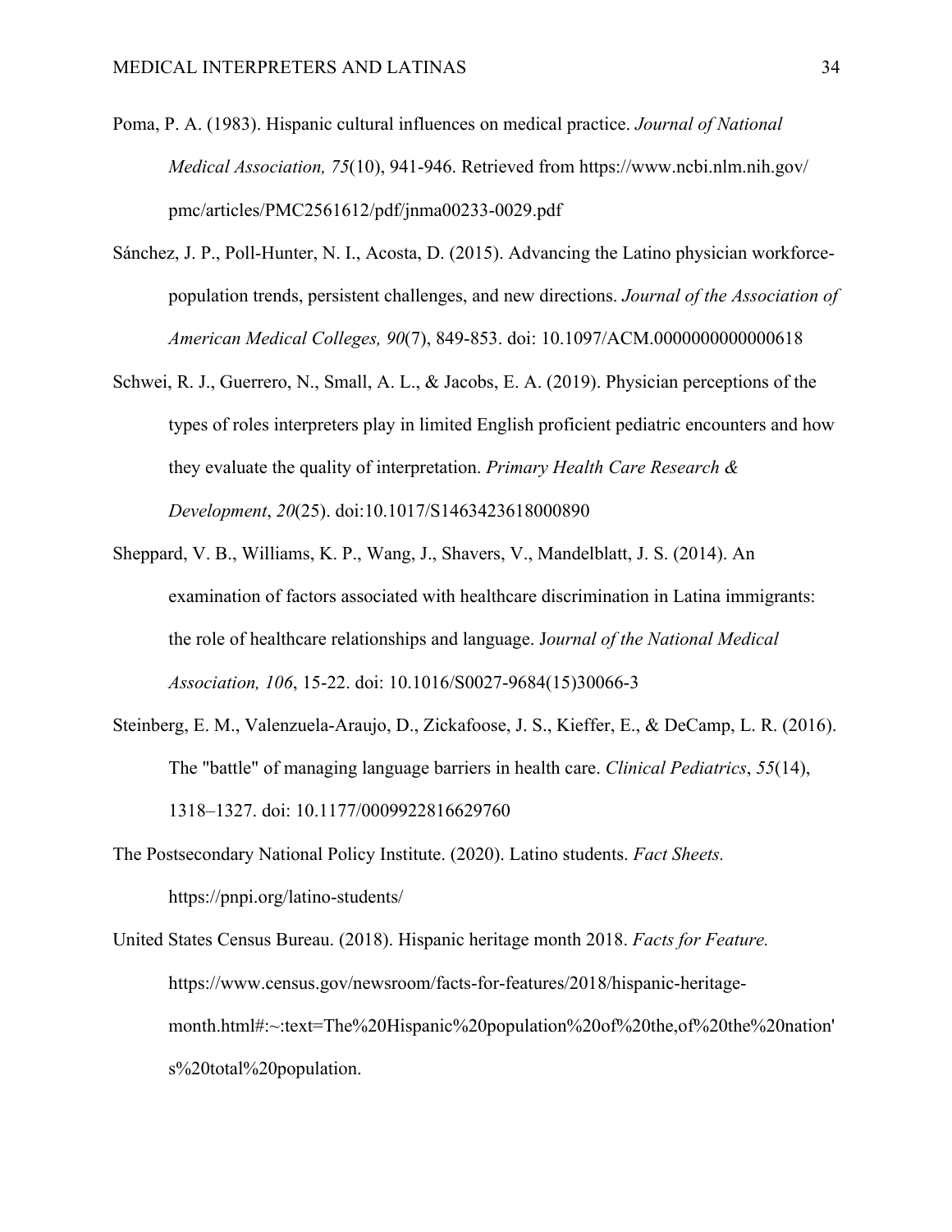Poma, P. A. (1983). Hispanic cultural influences on medical practice. *Journal of National Medical Association, 75*(10), 941-946. Retrieved from https://www.ncbi.nlm.nih.gov/pmc/articles/PMC2561612/pdf/jnma00233-0029.pdf

Sánchez, J. P., Poll-Hunter, N. I., Acosta, D. (2015). Advancing the Latino physician workforce-population trends, persistent challenges, and new directions. *Journal of the Association of American Medical Colleges, 90*(7), 849-853. doi: 10.1097/ACM.0000000000000618

Schwei, R. J., Guerrero, N., Small, A. L., & Jacobs, E. A. (2019). Physician perceptions of the types of roles interpreters play in limited English proficient pediatric encounters and how they evaluate the quality of interpretation. *Primary Health Care Research & Development*, *20*(25). doi:10.1017/S1463423618000890

Sheppard, V. B., Williams, K. P., Wang, J., Shavers, V., Mandelblatt, J. S. (2014). An examination of factors associated with healthcare discrimination in Latina immigrants: the role of healthcare relationships and language. J*ournal of the National Medical Association, 106*, 15-22. doi: 10.1016/S0027-9684(15)30066-3

Steinberg, E. M., Valenzuela-Araujo, D., Zickafoose, J. S., Kieffer, E., & DeCamp, L. R. (2016). The "battle" of managing language barriers in health care. *Clinical Pediatrics*, *55*(14), 1318–1327. doi: 10.1177/0009922816629760

The Postsecondary National Policy Institute. (2020). Latino students. *Fact Sheets.* https://pnpi.org/latino-students/

United States Census Bureau. (2018). Hispanic heritage month 2018. *Facts for Feature.* https://www.census.gov/newsroom/facts-for-features/2018/hispanic-heritage-month.html#:~:text=The%20Hispanic%20population%20of%20the,of%20the%20nation's%20total%20population.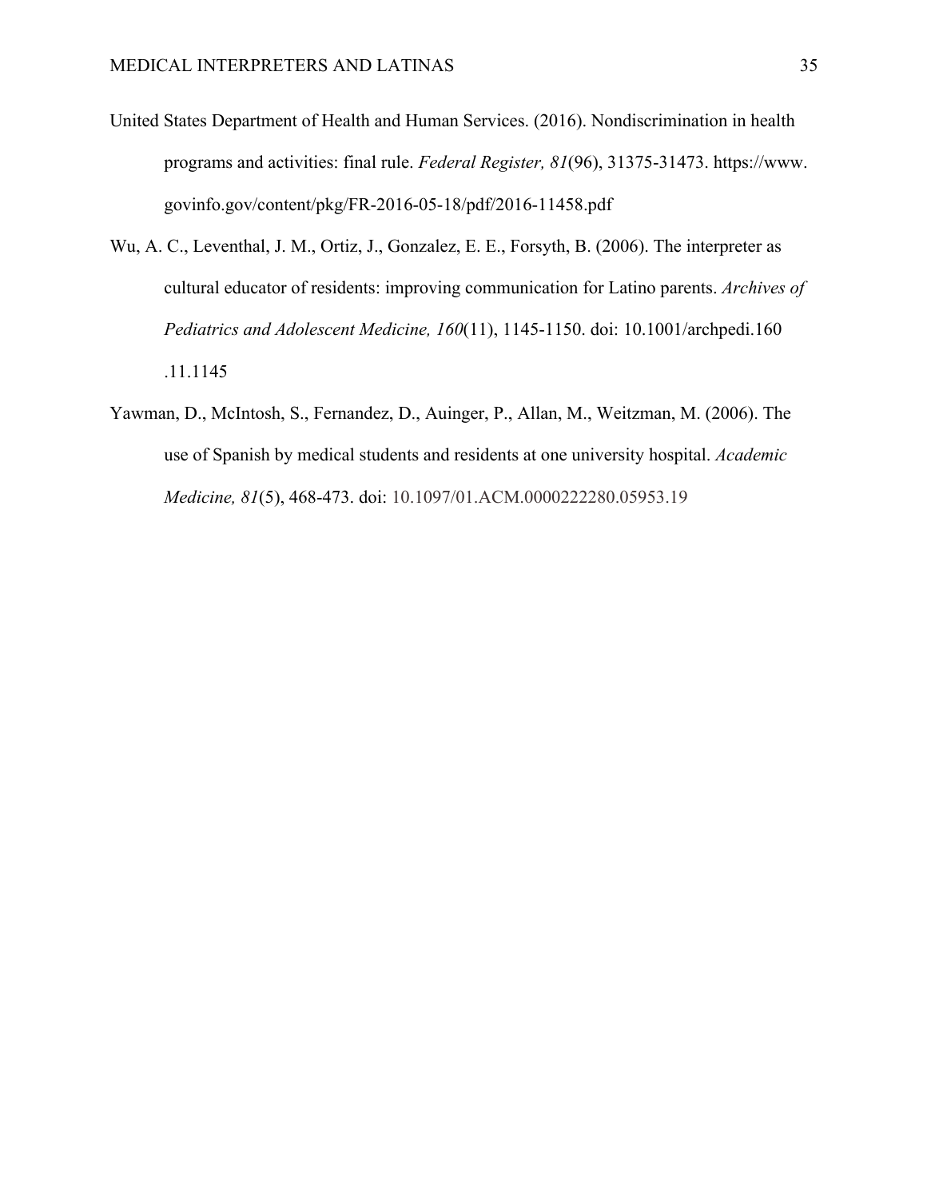United States Department of Health and Human Services. (2016). Nondiscrimination in health programs and activities: final rule. *Federal Register, 81*(96), 31375-31473. https://www.govinfo.gov/content/pkg/FR-2016-05-18/pdf/2016-11458.pdf

Wu, A. C., Leventhal, J. M., Ortiz, J., Gonzalez, E. E., Forsyth, B. (2006). The interpreter as cultural educator of residents: improving communication for Latino parents. *Archives of Pediatrics and Adolescent Medicine, 160*(11), 1145-1150. doi: 10.1001/archpedi.160.11.1145

Yawman, D., McIntosh, S., Fernandez, D., Auinger, P., Allan, M., Weitzman, M. (2006). The use of Spanish by medical students and residents at one university hospital. *Academic Medicine, 81*(5), 468-473. doi: 10.1097/01.ACM.0000222280.05953.19